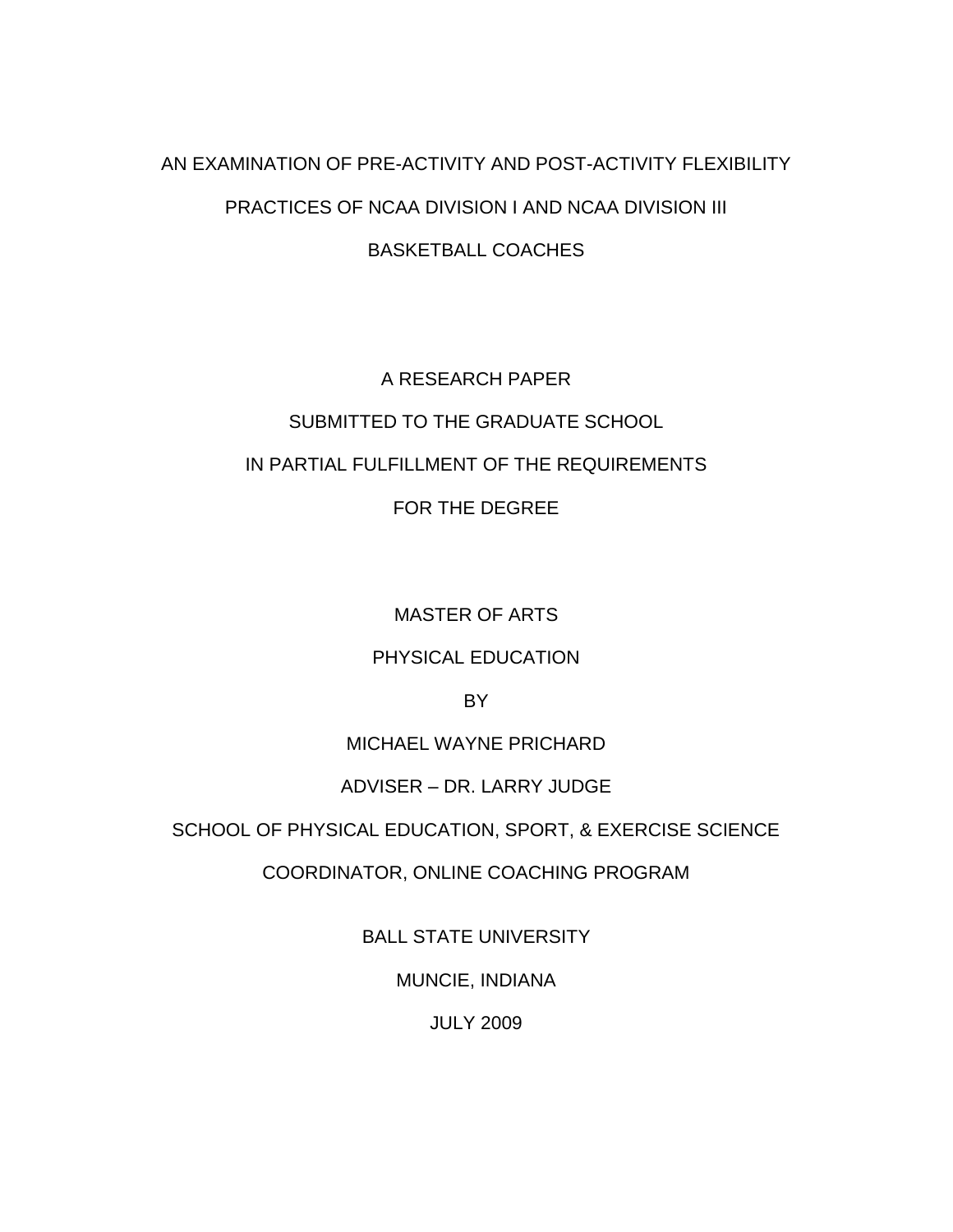# AN EXAMINATION OF PRE-ACTIVITY AND POST-ACTIVITY FLEXIBILITY PRACTICES OF NCAA DIVISION I AND NCAA DIVISION III BASKETBALL COACHES

A RESEARCH PAPER

SUBMITTED TO THE GRADUATE SCHOOL

IN PARTIAL FULFILLMENT OF THE REQUIREMENTS

FOR THE DEGREE

MASTER OF ARTS

PHYSICAL EDUCATION

BY

MICHAEL WAYNE PRICHARD

ADVISER – DR. LARRY JUDGE

SCHOOL OF PHYSICAL EDUCATION, SPORT, & EXERCISE SCIENCE

COORDINATOR, ONLINE COACHING PROGRAM

BALL STATE UNIVERSITY

MUNCIE, INDIANA

JULY 2009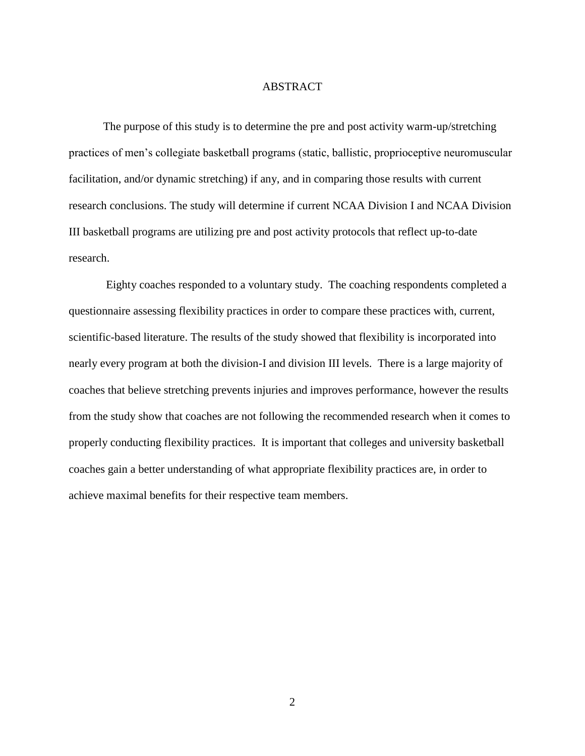# ABSTRACT

The purpose of this study is to determine the pre and post activity warm-up/stretching practices of men's collegiate basketball programs (static, ballistic, proprioceptive neuromuscular facilitation, and/or dynamic stretching) if any, and in comparing those results with current research conclusions. The study will determine if current NCAA Division I and NCAA Division III basketball programs are utilizing pre and post activity protocols that reflect up-to-date research.

Eighty coaches responded to a voluntary study. The coaching respondents completed a questionnaire assessing flexibility practices in order to compare these practices with, current, scientific-based literature. The results of the study showed that flexibility is incorporated into nearly every program at both the division-I and division III levels. There is a large majority of coaches that believe stretching prevents injuries and improves performance, however the results from the study show that coaches are not following the recommended research when it comes to properly conducting flexibility practices. It is important that colleges and university basketball coaches gain a better understanding of what appropriate flexibility practices are, in order to achieve maximal benefits for their respective team members.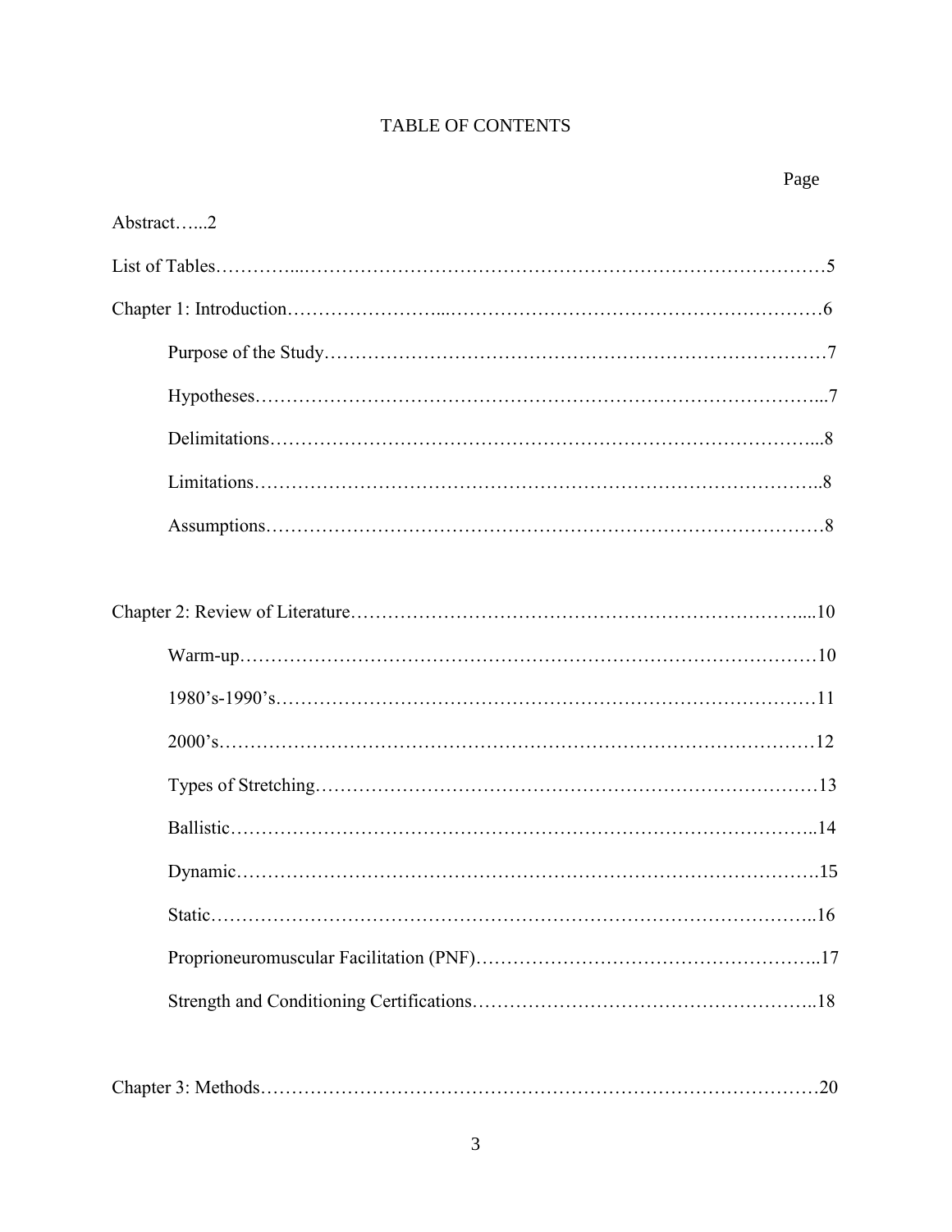# TABLE OF CONTENTS

| | Page |
|---|---|
| Abstract | 2 |
| List of Tables | 5 |
| Chapter 1: Introduction | 6 |
| Purpose of the Study | 7 |
| Hypotheses | 7 |
| Delimitations | 8 |
| Limitations | 8 |
| Assumptions | 8 |
| Chapter 2: Review of Literature | 10 |
| Warm-up | 10 |
| 1980's-1990's | 11 |
| 2000's | 12 |
| Types of Stretching | 13 |
| Ballistic | 14 |
| Dynamic | 15 |
| Static | 16 |
| Proprioneuromuscular Facilitation (PNF) | 17 |
| Strength and Conditioning Certifications | 18 |
| Chapter 3: Methods | 20 |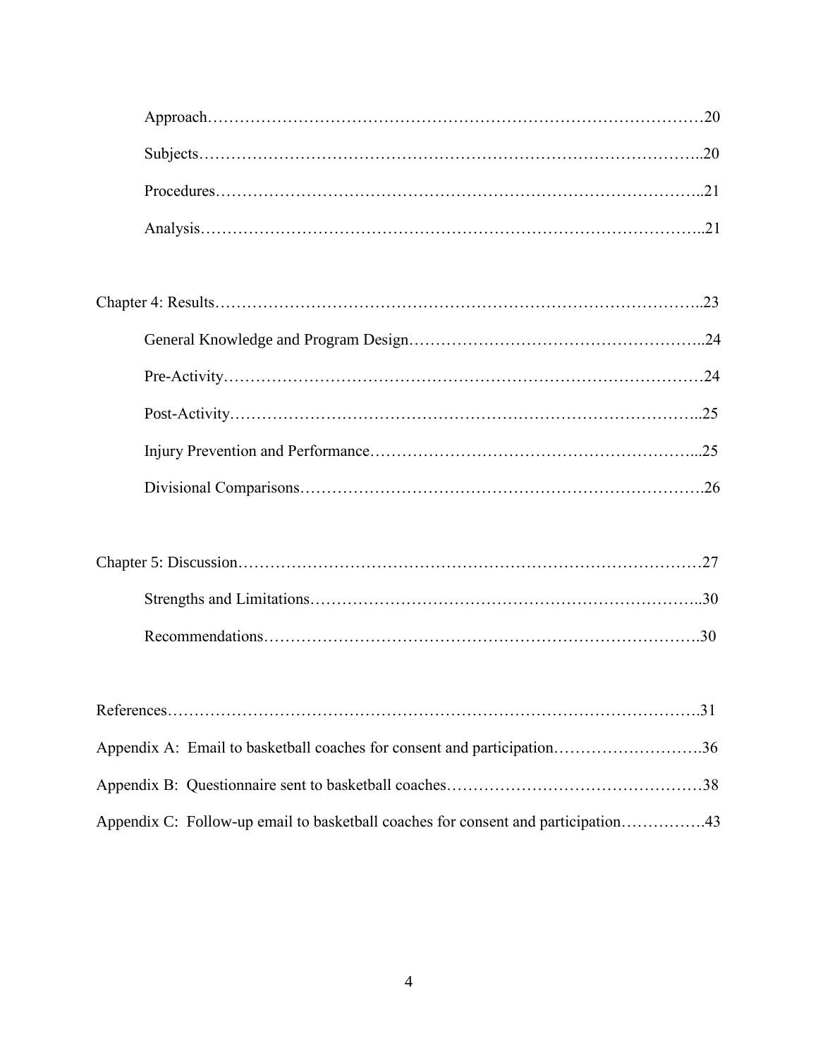Approach……………………………………………………………………………………20

Subjects……………………………………………………………………………………..20

Procedures…………………………………………………………………………………..21

Analysis……………………………………………………………………………………..21

Chapter 4: Results……………………………………………………………………………..23

General Knowledge and Program Design……………………………………………..24

Pre-Activity…………………………………………………………………………………24

Post-Activity………………………………………………………………………………..25

Injury Prevention and Performance…………………………………………………...25

Divisional Comparisons…………………………………………………………………….26

Chapter 5: Discussion…………………………………………………………………………27

Strengths and Limitations………………………………………………………………..30

Recommendations………………………………………………………………………….30

References……………………………………………………………………………………….31

Appendix A: Email to basketball coaches for consent and participation……………………….36

Appendix B: Questionnaire sent to basketball coaches…………………………………………38

Appendix C: Follow-up email to basketball coaches for consent and participation…………….43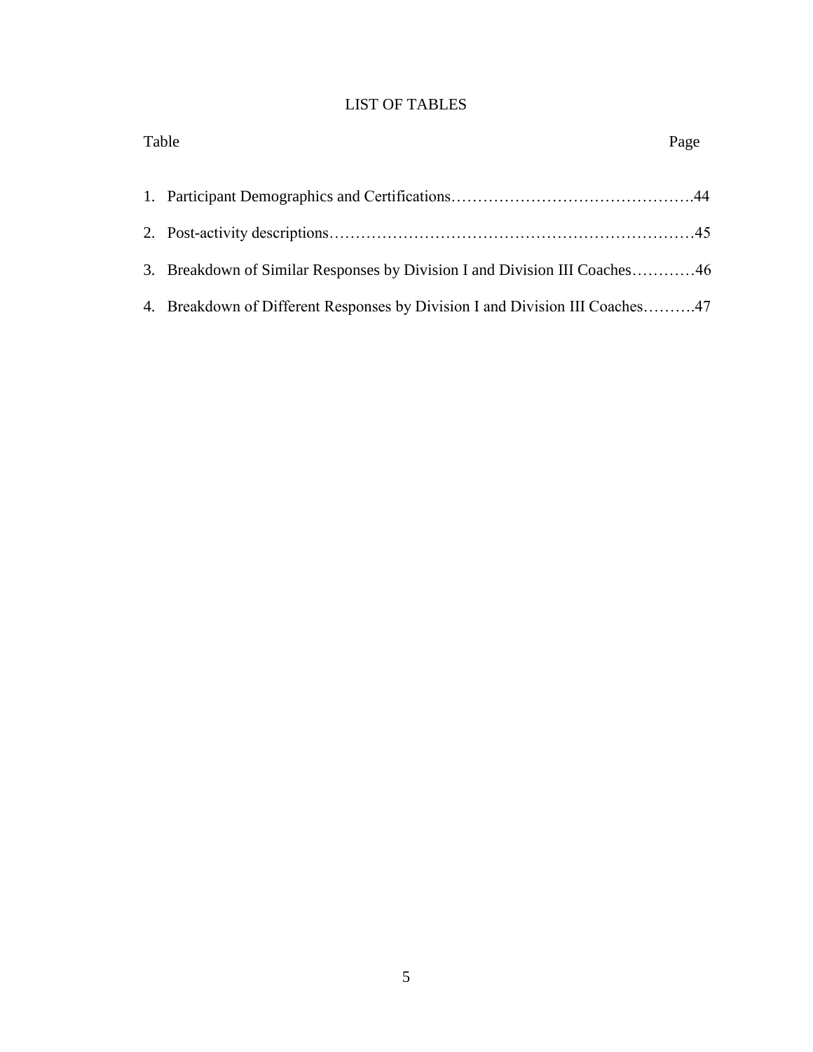# LIST OF TABLES

| Table | Page |
|---|---|
| 1. Participant Demographics and Certifications | 44 |
| 2. Post-activity descriptions | 45 |
| 3. Breakdown of Similar Responses by Division I and Division III Coaches | 46 |
| 4. Breakdown of Different Responses by Division I and Division III Coaches | 47 |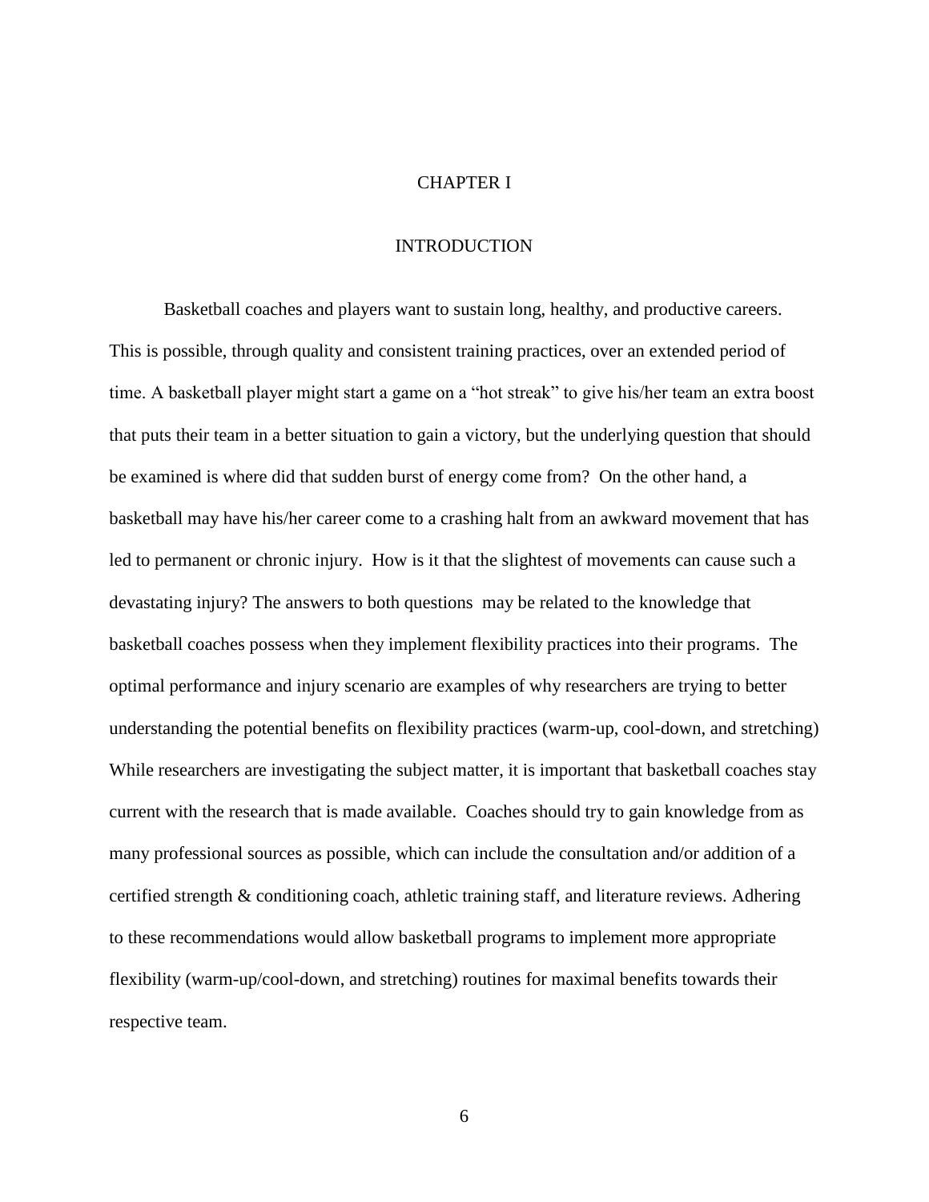# CHAPTER I

## INTRODUCTION

Basketball coaches and players want to sustain long, healthy, and productive careers. This is possible, through quality and consistent training practices, over an extended period of time. A basketball player might start a game on a "hot streak" to give his/her team an extra boost that puts their team in a better situation to gain a victory, but the underlying question that should be examined is where did that sudden burst of energy come from? On the other hand, a basketball may have his/her career come to a crashing halt from an awkward movement that has led to permanent or chronic injury. How is it that the slightest of movements can cause such a devastating injury? The answers to both questions may be related to the knowledge that basketball coaches possess when they implement flexibility practices into their programs. The optimal performance and injury scenario are examples of why researchers are trying to better understanding the potential benefits on flexibility practices (warm-up, cool-down, and stretching) While researchers are investigating the subject matter, it is important that basketball coaches stay current with the research that is made available. Coaches should try to gain knowledge from as many professional sources as possible, which can include the consultation and/or addition of a certified strength & conditioning coach, athletic training staff, and literature reviews. Adhering to these recommendations would allow basketball programs to implement more appropriate flexibility (warm-up/cool-down, and stretching) routines for maximal benefits towards their respective team.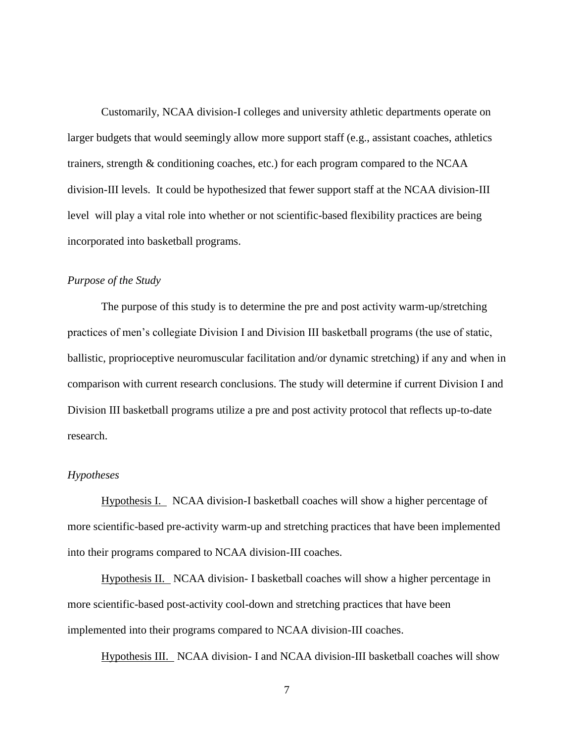Customarily, NCAA division-I colleges and university athletic departments operate on larger budgets that would seemingly allow more support staff (e.g., assistant coaches, athletics trainers, strength & conditioning coaches, etc.) for each program compared to the NCAA division-III levels. It could be hypothesized that fewer support staff at the NCAA division-III level will play a vital role into whether or not scientific-based flexibility practices are being incorporated into basketball programs.

*Purpose of the Study*

The purpose of this study is to determine the pre and post activity warm-up/stretching practices of men's collegiate Division I and Division III basketball programs (the use of static, ballistic, proprioceptive neuromuscular facilitation and/or dynamic stretching) if any and when in comparison with current research conclusions. The study will determine if current Division I and Division III basketball programs utilize a pre and post activity protocol that reflects up-to-date research.

*Hypotheses*

Hypothesis I. NCAA division-I basketball coaches will show a higher percentage of more scientific-based pre-activity warm-up and stretching practices that have been implemented into their programs compared to NCAA division-III coaches.

Hypothesis II. NCAA division- I basketball coaches will show a higher percentage in more scientific-based post-activity cool-down and stretching practices that have been implemented into their programs compared to NCAA division-III coaches.

Hypothesis III. NCAA division- I and NCAA division-III basketball coaches will show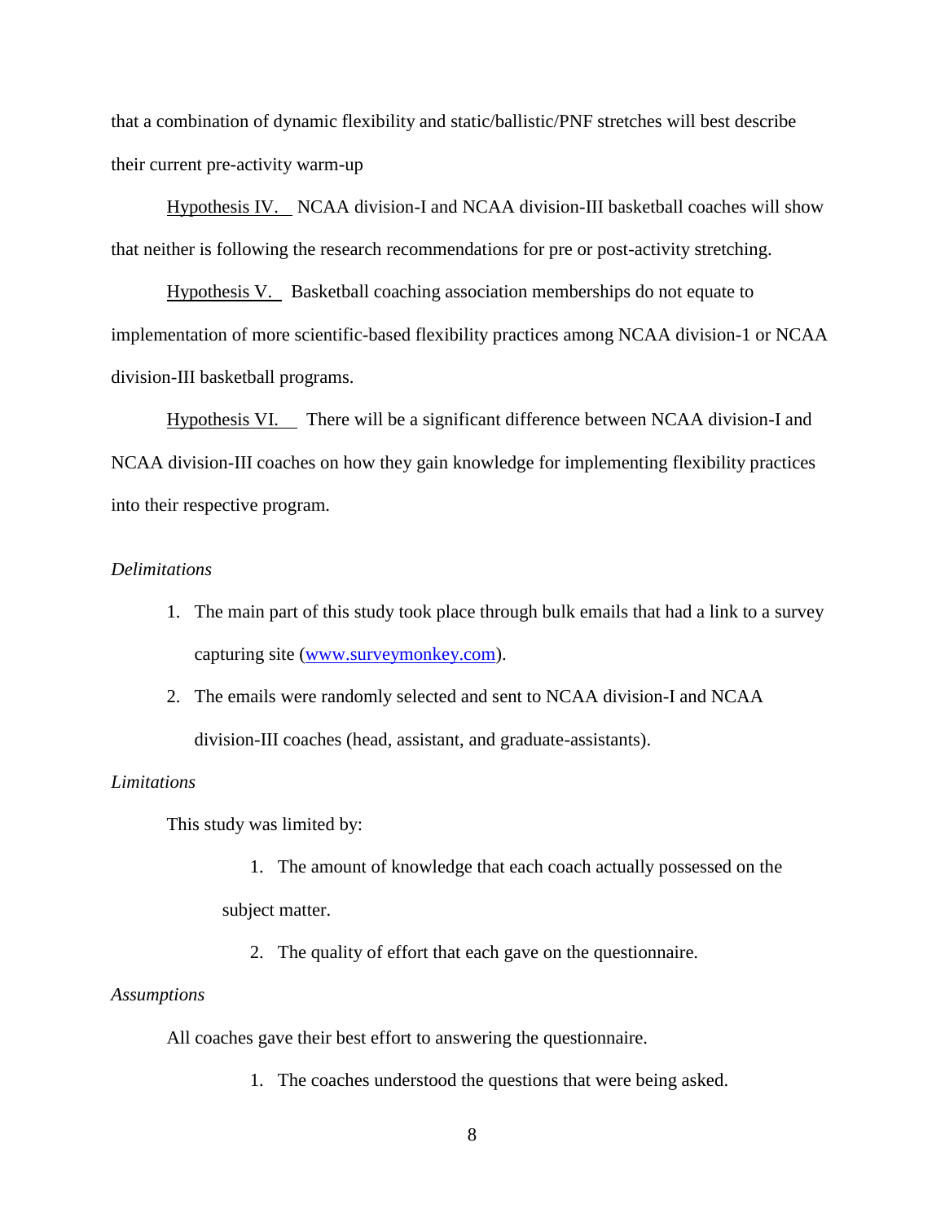that a combination of dynamic flexibility and static/ballistic/PNF stretches will best describe their current pre-activity warm-up

Hypothesis IV. NCAA division-I and NCAA division-III basketball coaches will show that neither is following the research recommendations for pre or post-activity stretching.

Hypothesis V. Basketball coaching association memberships do not equate to implementation of more scientific-based flexibility practices among NCAA division-1 or NCAA division-III basketball programs.

Hypothesis VI. There will be a significant difference between NCAA division-I and NCAA division-III coaches on how they gain knowledge for implementing flexibility practices into their respective program.

*Delimitations*

1. The main part of this study took place through bulk emails that had a link to a survey capturing site (www.surveymonkey.com).
2. The emails were randomly selected and sent to NCAA division-I and NCAA division-III coaches (head, assistant, and graduate-assistants).

*Limitations*

This study was limited by:

1. The amount of knowledge that each coach actually possessed on the subject matter.
2. The quality of effort that each gave on the questionnaire.

*Assumptions*

All coaches gave their best effort to answering the questionnaire.

1. The coaches understood the questions that were being asked.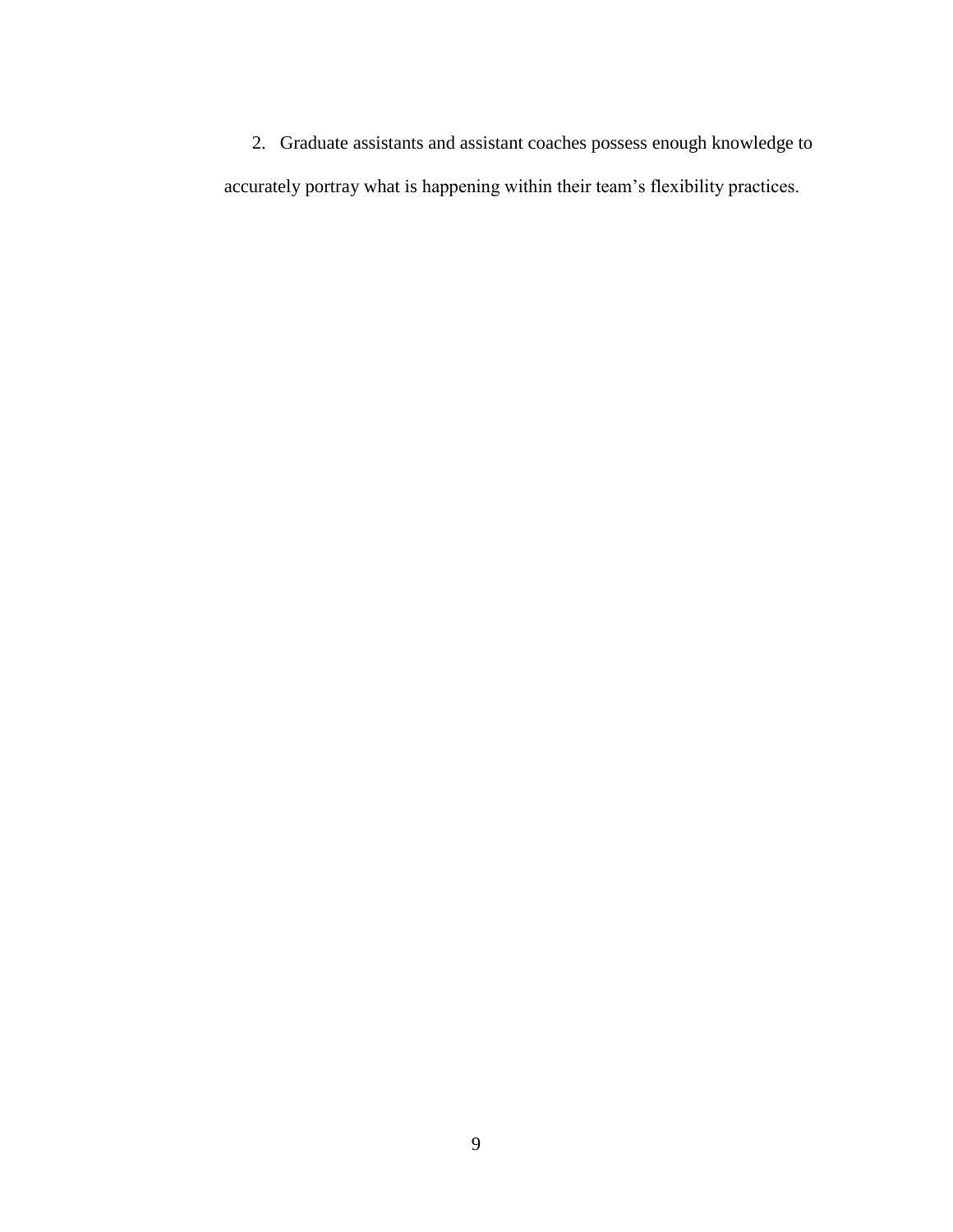2. Graduate assistants and assistant coaches possess enough knowledge to accurately portray what is happening within their team's flexibility practices.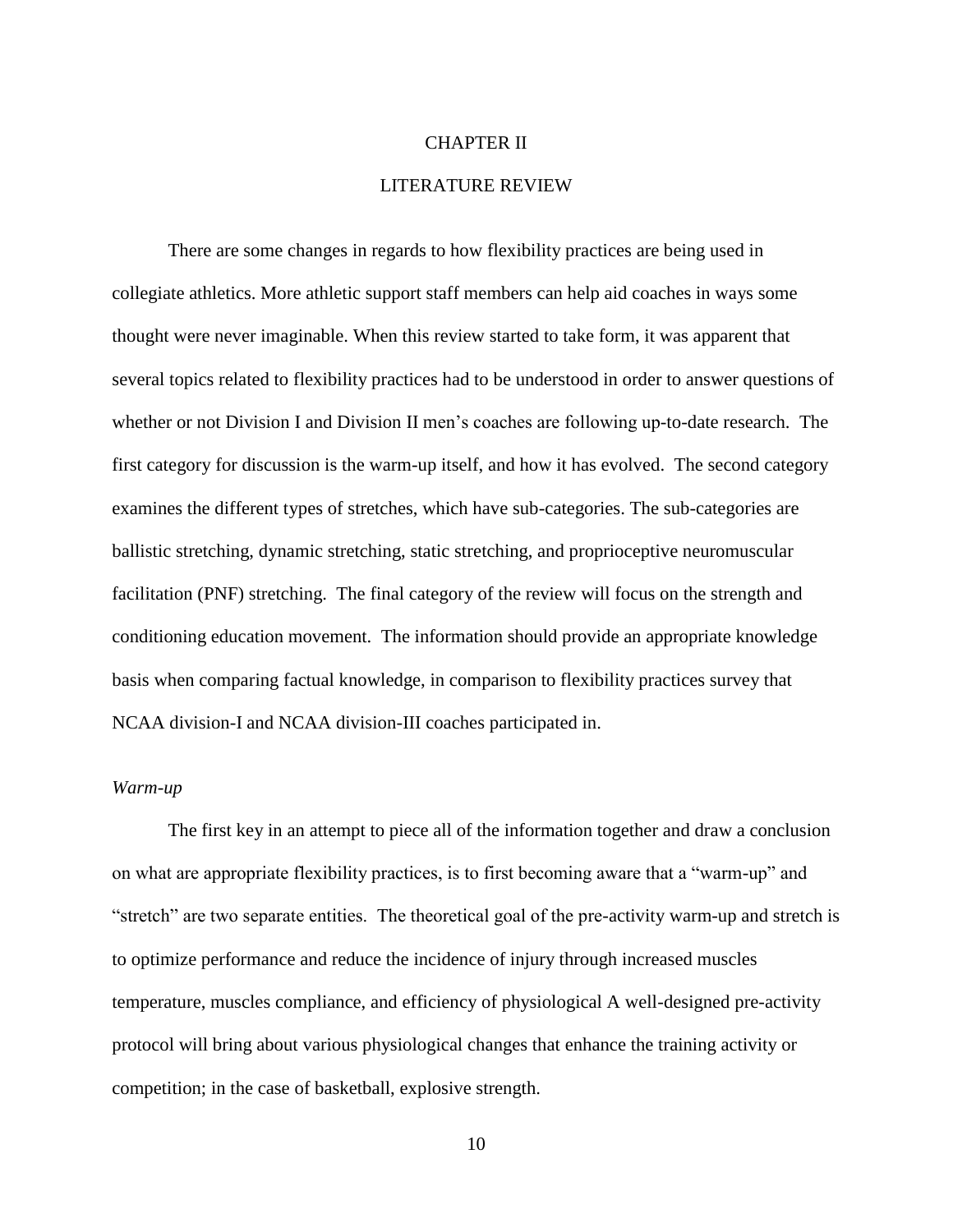# CHAPTER II

## LITERATURE REVIEW

There are some changes in regards to how flexibility practices are being used in collegiate athletics. More athletic support staff members can help aid coaches in ways some thought were never imaginable. When this review started to take form, it was apparent that several topics related to flexibility practices had to be understood in order to answer questions of whether or not Division I and Division II men's coaches are following up-to-date research. The first category for discussion is the warm-up itself, and how it has evolved. The second category examines the different types of stretches, which have sub-categories. The sub-categories are ballistic stretching, dynamic stretching, static stretching, and proprioceptive neuromuscular facilitation (PNF) stretching. The final category of the review will focus on the strength and conditioning education movement. The information should provide an appropriate knowledge basis when comparing factual knowledge, in comparison to flexibility practices survey that NCAA division-I and NCAA division-III coaches participated in.

### *Warm-up*

The first key in an attempt to piece all of the information together and draw a conclusion on what are appropriate flexibility practices, is to first becoming aware that a "warm-up" and "stretch" are two separate entities. The theoretical goal of the pre-activity warm-up and stretch is to optimize performance and reduce the incidence of injury through increased muscles temperature, muscles compliance, and efficiency of physiological A well-designed pre-activity protocol will bring about various physiological changes that enhance the training activity or competition; in the case of basketball, explosive strength.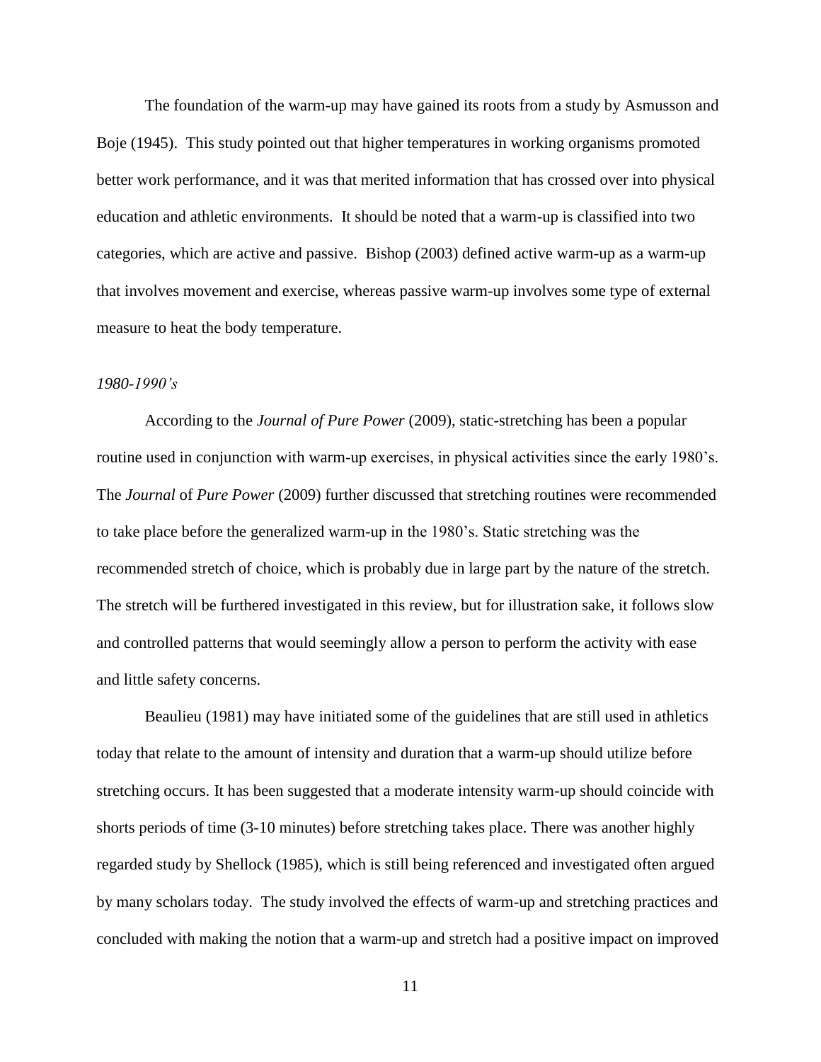The foundation of the warm-up may have gained its roots from a study by Asmusson and Boje (1945). This study pointed out that higher temperatures in working organisms promoted better work performance, and it was that merited information that has crossed over into physical education and athletic environments. It should be noted that a warm-up is classified into two categories, which are active and passive. Bishop (2003) defined active warm-up as a warm-up that involves movement and exercise, whereas passive warm-up involves some type of external measure to heat the body temperature.

*1980-1990's*

According to the *Journal of Pure Power* (2009), static-stretching has been a popular routine used in conjunction with warm-up exercises, in physical activities since the early 1980's. The *Journal* of *Pure Power* (2009) further discussed that stretching routines were recommended to take place before the generalized warm-up in the 1980's. Static stretching was the recommended stretch of choice, which is probably due in large part by the nature of the stretch. The stretch will be furthered investigated in this review, but for illustration sake, it follows slow and controlled patterns that would seemingly allow a person to perform the activity with ease and little safety concerns.

Beaulieu (1981) may have initiated some of the guidelines that are still used in athletics today that relate to the amount of intensity and duration that a warm-up should utilize before stretching occurs. It has been suggested that a moderate intensity warm-up should coincide with shorts periods of time (3-10 minutes) before stretching takes place. There was another highly regarded study by Shellock (1985), which is still being referenced and investigated often argued by many scholars today. The study involved the effects of warm-up and stretching practices and concluded with making the notion that a warm-up and stretch had a positive impact on improved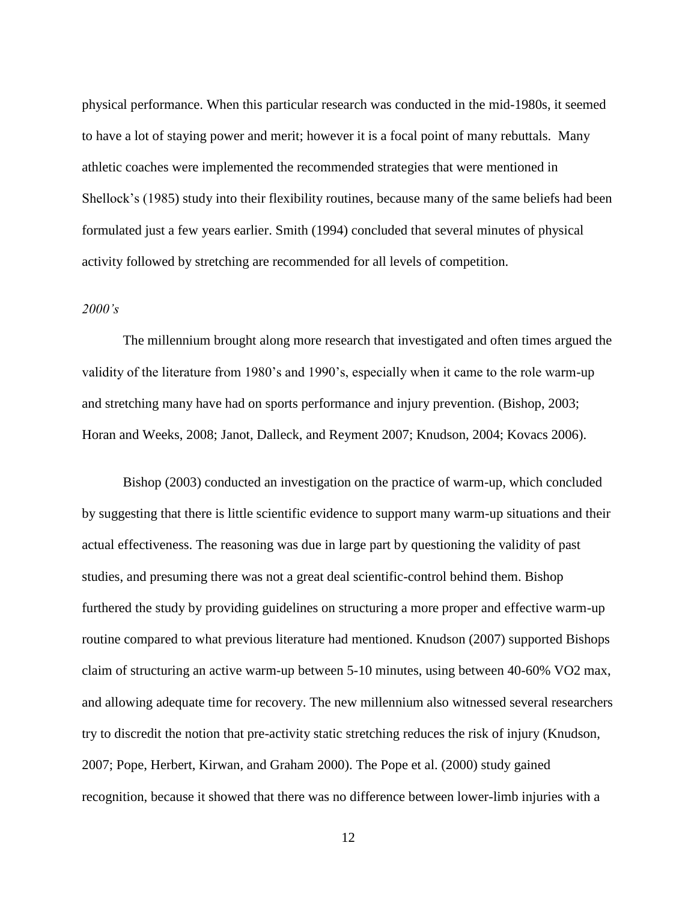physical performance. When this particular research was conducted in the mid-1980s, it seemed to have a lot of staying power and merit; however it is a focal point of many rebuttals. Many athletic coaches were implemented the recommended strategies that were mentioned in Shellock's (1985) study into their flexibility routines, because many of the same beliefs had been formulated just a few years earlier. Smith (1994) concluded that several minutes of physical activity followed by stretching are recommended for all levels of competition.

*2000's*

The millennium brought along more research that investigated and often times argued the validity of the literature from 1980's and 1990's, especially when it came to the role warm-up and stretching many have had on sports performance and injury prevention. (Bishop, 2003; Horan and Weeks, 2008; Janot, Dalleck, and Reyment 2007; Knudson, 2004; Kovacs 2006).

Bishop (2003) conducted an investigation on the practice of warm-up, which concluded by suggesting that there is little scientific evidence to support many warm-up situations and their actual effectiveness. The reasoning was due in large part by questioning the validity of past studies, and presuming there was not a great deal scientific-control behind them. Bishop furthered the study by providing guidelines on structuring a more proper and effective warm-up routine compared to what previous literature had mentioned. Knudson (2007) supported Bishops claim of structuring an active warm-up between 5-10 minutes, using between 40-60% VO2 max, and allowing adequate time for recovery. The new millennium also witnessed several researchers try to discredit the notion that pre-activity static stretching reduces the risk of injury (Knudson, 2007; Pope, Herbert, Kirwan, and Graham 2000). The Pope et al. (2000) study gained recognition, because it showed that there was no difference between lower-limb injuries with a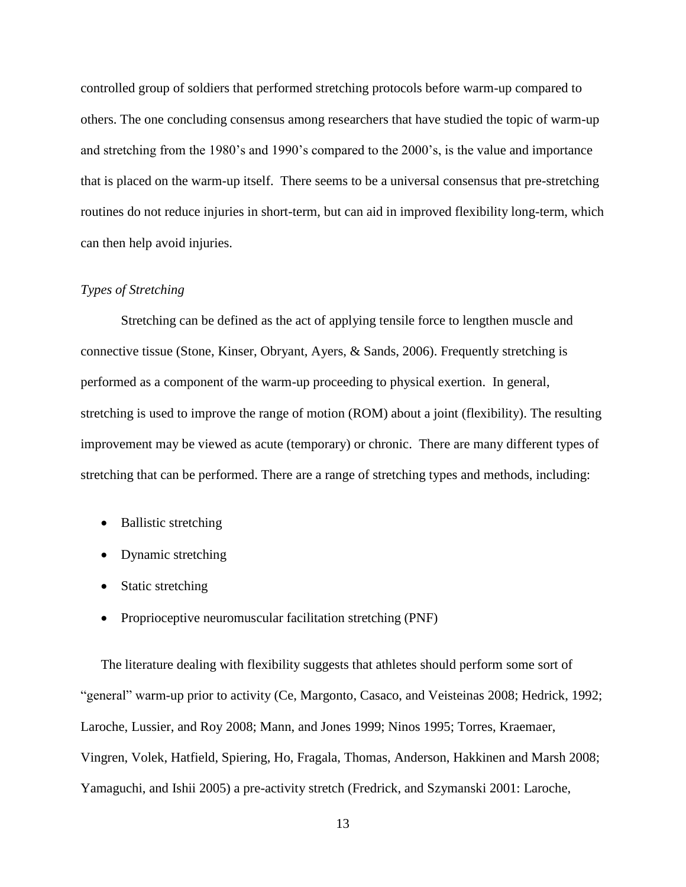controlled group of soldiers that performed stretching protocols before warm-up compared to others. The one concluding consensus among researchers that have studied the topic of warm-up and stretching from the 1980's and 1990's compared to the 2000's, is the value and importance that is placed on the warm-up itself. There seems to be a universal consensus that pre-stretching routines do not reduce injuries in short-term, but can aid in improved flexibility long-term, which can then help avoid injuries.

*Types of Stretching*

Stretching can be defined as the act of applying tensile force to lengthen muscle and connective tissue (Stone, Kinser, Obryant, Ayers, & Sands, 2006). Frequently stretching is performed as a component of the warm-up proceeding to physical exertion. In general, stretching is used to improve the range of motion (ROM) about a joint (flexibility). The resulting improvement may be viewed as acute (temporary) or chronic. There are many different types of stretching that can be performed. There are a range of stretching types and methods, including:

- Ballistic stretching
- Dynamic stretching
- Static stretching
- Proprioceptive neuromuscular facilitation stretching (PNF)

The literature dealing with flexibility suggests that athletes should perform some sort of "general" warm-up prior to activity (Ce, Margonto, Casaco, and Veisteinas 2008; Hedrick, 1992; Laroche, Lussier, and Roy 2008; Mann, and Jones 1999; Ninos 1995; Torres, Kraemaer, Vingren, Volek, Hatfield, Spiering, Ho, Fragala, Thomas, Anderson, Hakkinen and Marsh 2008; Yamaguchi, and Ishii 2005) a pre-activity stretch (Fredrick, and Szymanski 2001: Laroche,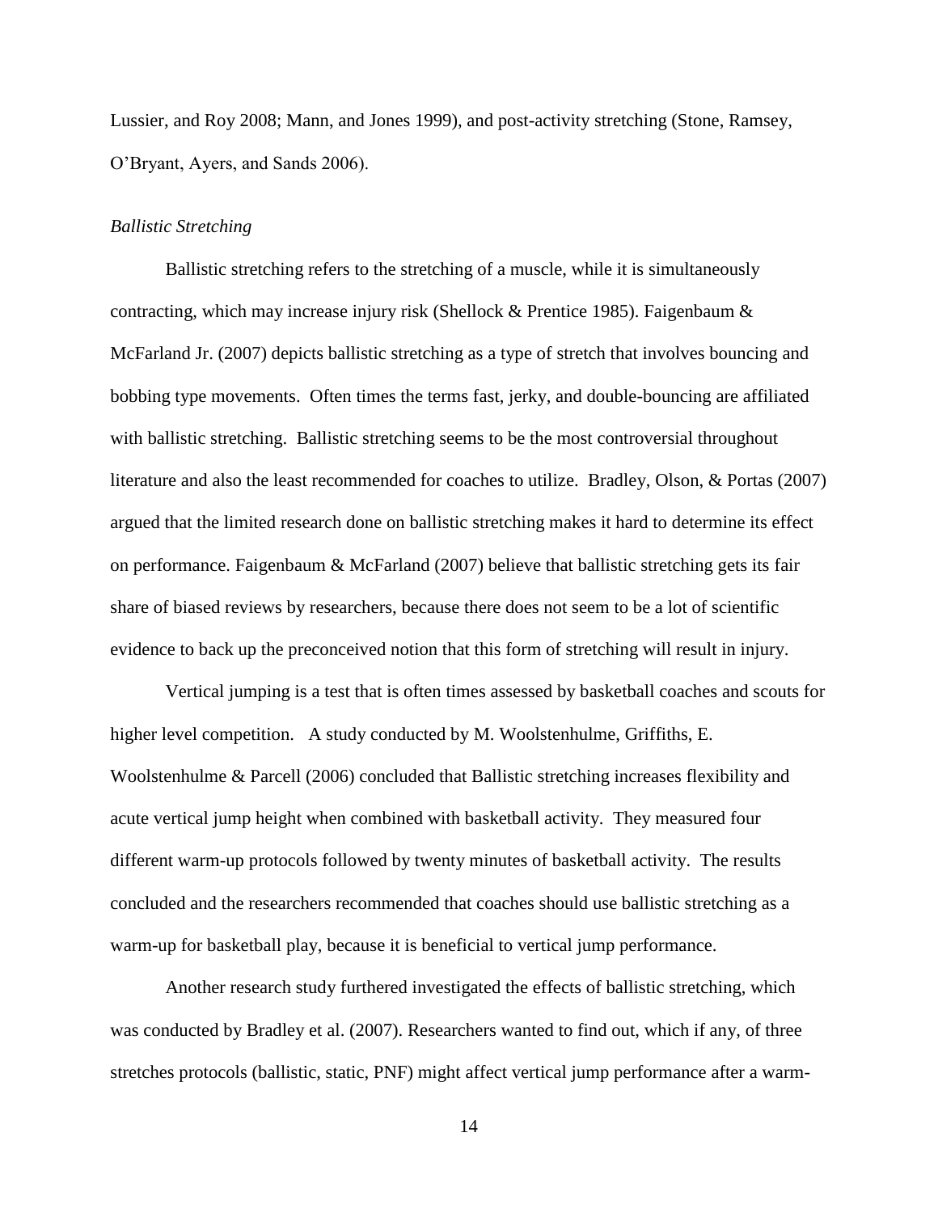Lussier, and Roy 2008; Mann, and Jones 1999), and post-activity stretching (Stone, Ramsey, O'Bryant, Ayers, and Sands 2006).

*Ballistic Stretching*

Ballistic stretching refers to the stretching of a muscle, while it is simultaneously contracting, which may increase injury risk (Shellock & Prentice 1985). Faigenbaum & McFarland Jr. (2007) depicts ballistic stretching as a type of stretch that involves bouncing and bobbing type movements. Often times the terms fast, jerky, and double-bouncing are affiliated with ballistic stretching. Ballistic stretching seems to be the most controversial throughout literature and also the least recommended for coaches to utilize. Bradley, Olson, & Portas (2007) argued that the limited research done on ballistic stretching makes it hard to determine its effect on performance. Faigenbaum & McFarland (2007) believe that ballistic stretching gets its fair share of biased reviews by researchers, because there does not seem to be a lot of scientific evidence to back up the preconceived notion that this form of stretching will result in injury.

Vertical jumping is a test that is often times assessed by basketball coaches and scouts for higher level competition. A study conducted by M. Woolstenhulme, Griffiths, E. Woolstenhulme & Parcell (2006) concluded that Ballistic stretching increases flexibility and acute vertical jump height when combined with basketball activity. They measured four different warm-up protocols followed by twenty minutes of basketball activity. The results concluded and the researchers recommended that coaches should use ballistic stretching as a warm-up for basketball play, because it is beneficial to vertical jump performance.

Another research study furthered investigated the effects of ballistic stretching, which was conducted by Bradley et al. (2007). Researchers wanted to find out, which if any, of three stretches protocols (ballistic, static, PNF) might affect vertical jump performance after a warm-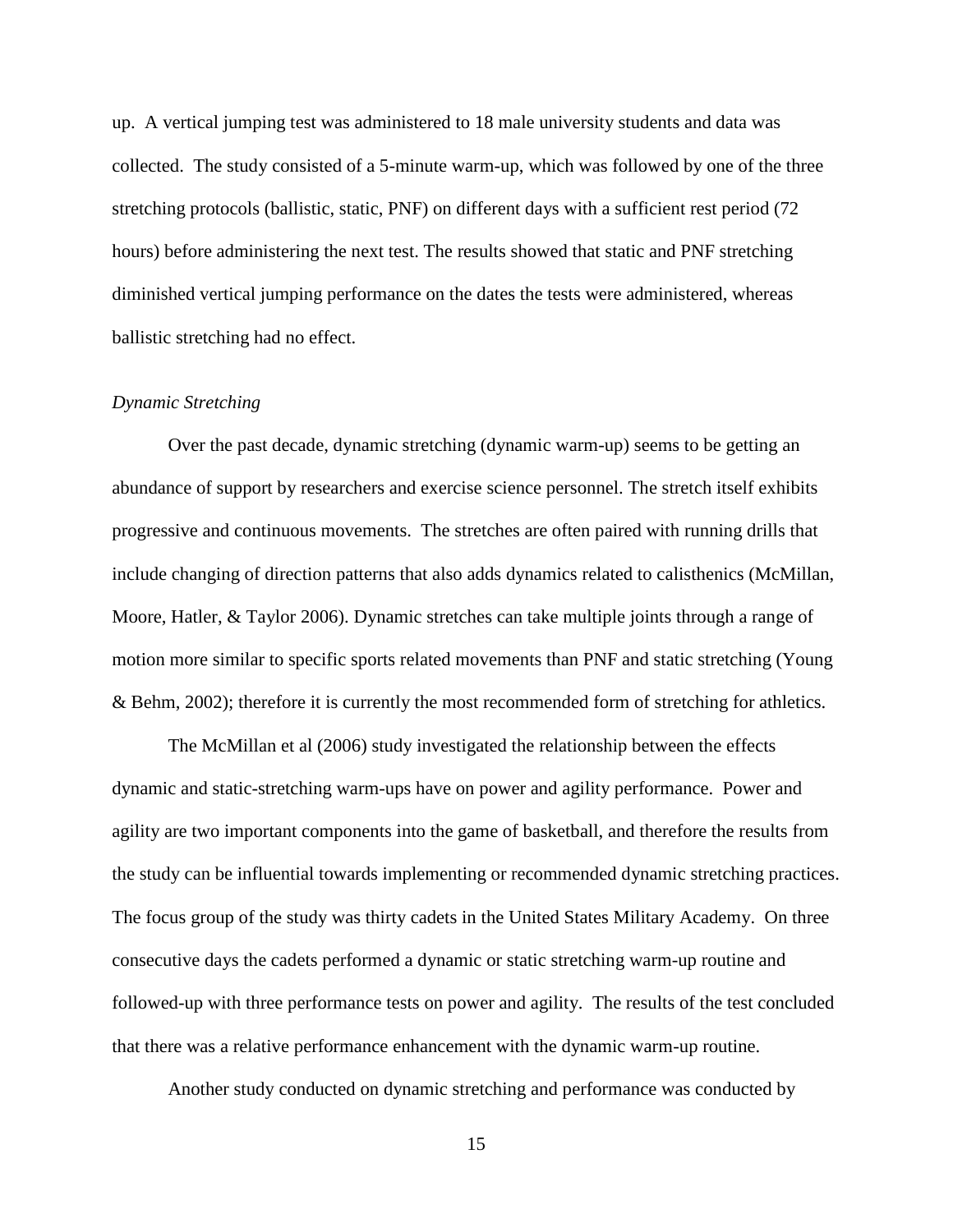up. A vertical jumping test was administered to 18 male university students and data was collected. The study consisted of a 5-minute warm-up, which was followed by one of the three stretching protocols (ballistic, static, PNF) on different days with a sufficient rest period (72 hours) before administering the next test. The results showed that static and PNF stretching diminished vertical jumping performance on the dates the tests were administered, whereas ballistic stretching had no effect.

*Dynamic Stretching*

Over the past decade, dynamic stretching (dynamic warm-up) seems to be getting an abundance of support by researchers and exercise science personnel. The stretch itself exhibits progressive and continuous movements. The stretches are often paired with running drills that include changing of direction patterns that also adds dynamics related to calisthenics (McMillan, Moore, Hatler, & Taylor 2006). Dynamic stretches can take multiple joints through a range of motion more similar to specific sports related movements than PNF and static stretching (Young & Behm, 2002); therefore it is currently the most recommended form of stretching for athletics.

The McMillan et al (2006) study investigated the relationship between the effects dynamic and static-stretching warm-ups have on power and agility performance. Power and agility are two important components into the game of basketball, and therefore the results from the study can be influential towards implementing or recommended dynamic stretching practices. The focus group of the study was thirty cadets in the United States Military Academy. On three consecutive days the cadets performed a dynamic or static stretching warm-up routine and followed-up with three performance tests on power and agility. The results of the test concluded that there was a relative performance enhancement with the dynamic warm-up routine.

Another study conducted on dynamic stretching and performance was conducted by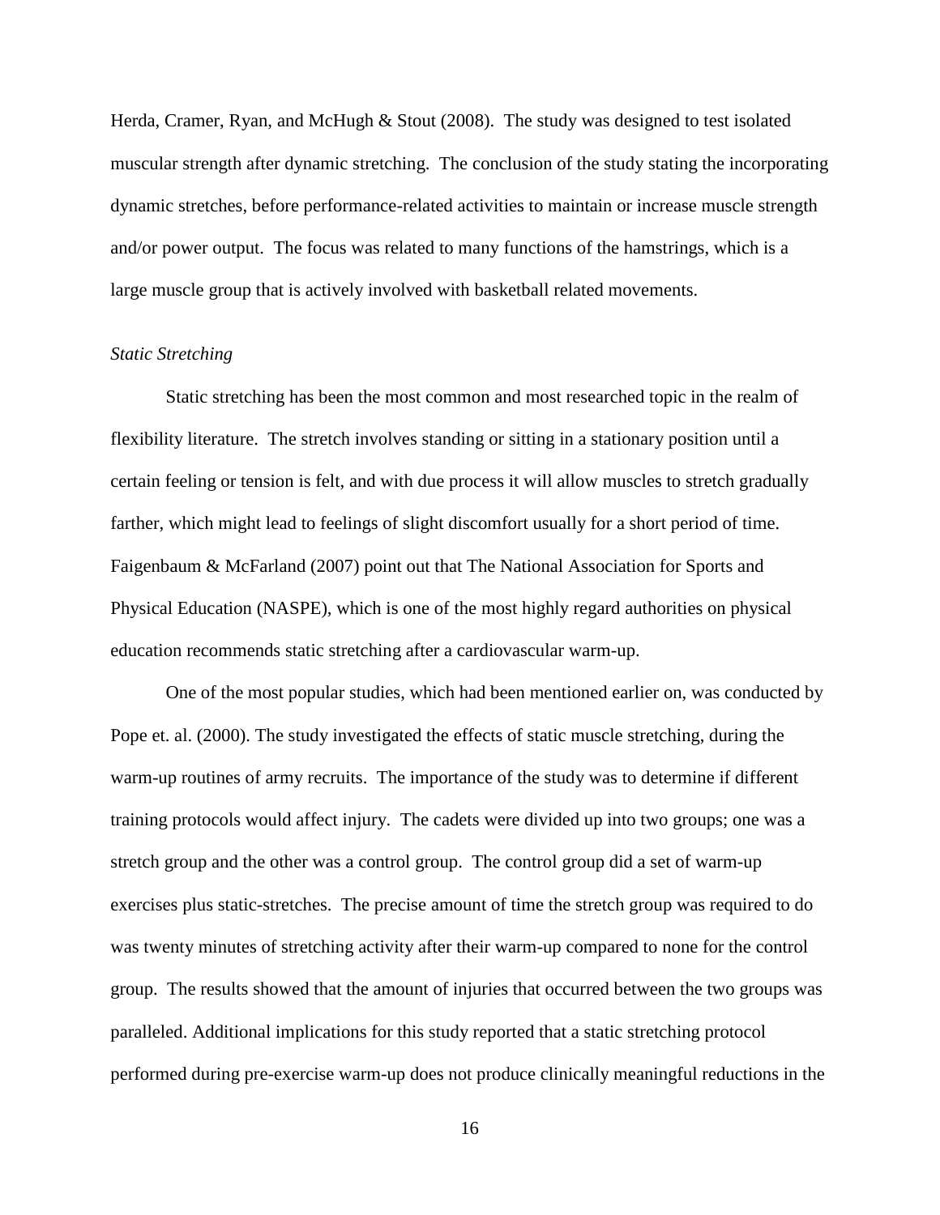Herda, Cramer, Ryan, and McHugh & Stout (2008). The study was designed to test isolated muscular strength after dynamic stretching. The conclusion of the study stating the incorporating dynamic stretches, before performance-related activities to maintain or increase muscle strength and/or power output. The focus was related to many functions of the hamstrings, which is a large muscle group that is actively involved with basketball related movements.

*Static Stretching*

Static stretching has been the most common and most researched topic in the realm of flexibility literature. The stretch involves standing or sitting in a stationary position until a certain feeling or tension is felt, and with due process it will allow muscles to stretch gradually farther, which might lead to feelings of slight discomfort usually for a short period of time. Faigenbaum & McFarland (2007) point out that The National Association for Sports and Physical Education (NASPE), which is one of the most highly regard authorities on physical education recommends static stretching after a cardiovascular warm-up.

One of the most popular studies, which had been mentioned earlier on, was conducted by Pope et. al. (2000). The study investigated the effects of static muscle stretching, during the warm-up routines of army recruits. The importance of the study was to determine if different training protocols would affect injury. The cadets were divided up into two groups; one was a stretch group and the other was a control group. The control group did a set of warm-up exercises plus static-stretches. The precise amount of time the stretch group was required to do was twenty minutes of stretching activity after their warm-up compared to none for the control group. The results showed that the amount of injuries that occurred between the two groups was paralleled. Additional implications for this study reported that a static stretching protocol performed during pre-exercise warm-up does not produce clinically meaningful reductions in the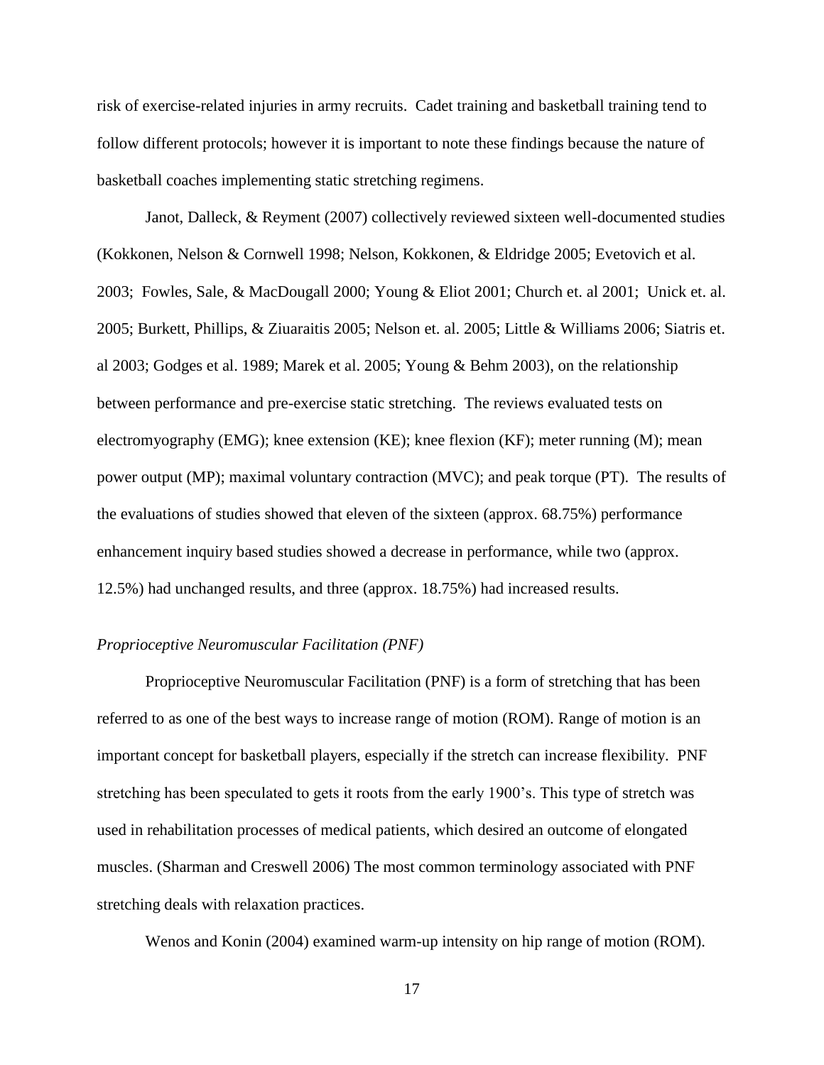risk of exercise-related injuries in army recruits. Cadet training and basketball training tend to follow different protocols; however it is important to note these findings because the nature of basketball coaches implementing static stretching regimens.

Janot, Dalleck, & Reyment (2007) collectively reviewed sixteen well-documented studies (Kokkonen, Nelson & Cornwell 1998; Nelson, Kokkonen, & Eldridge 2005; Evetovich et al. 2003; Fowles, Sale, & MacDougall 2000; Young & Eliot 2001; Church et. al 2001; Unick et. al. 2005; Burkett, Phillips, & Ziuaraitis 2005; Nelson et. al. 2005; Little & Williams 2006; Siatris et. al 2003; Godges et al. 1989; Marek et al. 2005; Young & Behm 2003), on the relationship between performance and pre-exercise static stretching. The reviews evaluated tests on electromyography (EMG); knee extension (KE); knee flexion (KF); meter running (M); mean power output (MP); maximal voluntary contraction (MVC); and peak torque (PT). The results of the evaluations of studies showed that eleven of the sixteen (approx. 68.75%) performance enhancement inquiry based studies showed a decrease in performance, while two (approx. 12.5%) had unchanged results, and three (approx. 18.75%) had increased results.

### *Proprioceptive Neuromuscular Facilitation (PNF)*

Proprioceptive Neuromuscular Facilitation (PNF) is a form of stretching that has been referred to as one of the best ways to increase range of motion (ROM). Range of motion is an important concept for basketball players, especially if the stretch can increase flexibility. PNF stretching has been speculated to gets it roots from the early 1900's. This type of stretch was used in rehabilitation processes of medical patients, which desired an outcome of elongated muscles. (Sharman and Creswell 2006) The most common terminology associated with PNF stretching deals with relaxation practices.

Wenos and Konin (2004) examined warm-up intensity on hip range of motion (ROM).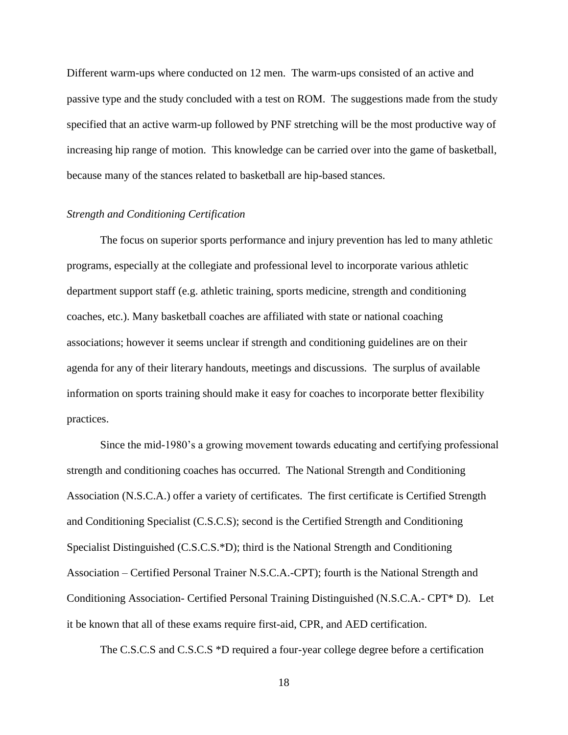Different warm-ups where conducted on 12 men. The warm-ups consisted of an active and passive type and the study concluded with a test on ROM. The suggestions made from the study specified that an active warm-up followed by PNF stretching will be the most productive way of increasing hip range of motion. This knowledge can be carried over into the game of basketball, because many of the stances related to basketball are hip-based stances.

*Strength and Conditioning Certification*

The focus on superior sports performance and injury prevention has led to many athletic programs, especially at the collegiate and professional level to incorporate various athletic department support staff (e.g. athletic training, sports medicine, strength and conditioning coaches, etc.). Many basketball coaches are affiliated with state or national coaching associations; however it seems unclear if strength and conditioning guidelines are on their agenda for any of their literary handouts, meetings and discussions. The surplus of available information on sports training should make it easy for coaches to incorporate better flexibility practices.

Since the mid-1980's a growing movement towards educating and certifying professional strength and conditioning coaches has occurred. The National Strength and Conditioning Association (N.S.C.A.) offer a variety of certificates. The first certificate is Certified Strength and Conditioning Specialist (C.S.C.S); second is the Certified Strength and Conditioning Specialist Distinguished (C.S.C.S.*D); third is the National Strength and Conditioning Association – Certified Personal Trainer N.S.C.A.-CPT); fourth is the National Strength and Conditioning Association- Certified Personal Training Distinguished (N.S.C.A.- CPT* D). Let it be known that all of these exams require first-aid, CPR, and AED certification.

The C.S.C.S and C.S.C.S *D required a four-year college degree before a certification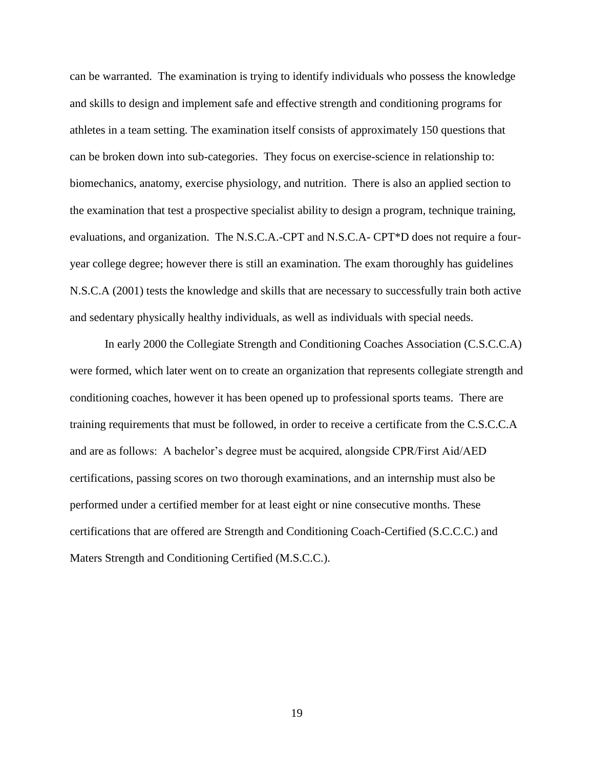can be warranted. The examination is trying to identify individuals who possess the knowledge and skills to design and implement safe and effective strength and conditioning programs for athletes in a team setting. The examination itself consists of approximately 150 questions that can be broken down into sub-categories. They focus on exercise-science in relationship to: biomechanics, anatomy, exercise physiology, and nutrition. There is also an applied section to the examination that test a prospective specialist ability to design a program, technique training, evaluations, and organization. The N.S.C.A.-CPT and N.S.C.A- CPT*D does not require a four-year college degree; however there is still an examination. The exam thoroughly has guidelines N.S.C.A (2001) tests the knowledge and skills that are necessary to successfully train both active and sedentary physically healthy individuals, as well as individuals with special needs.

In early 2000 the Collegiate Strength and Conditioning Coaches Association (C.S.C.C.A) were formed, which later went on to create an organization that represents collegiate strength and conditioning coaches, however it has been opened up to professional sports teams. There are training requirements that must be followed, in order to receive a certificate from the C.S.C.C.A and are as follows: A bachelor's degree must be acquired, alongside CPR/First Aid/AED certifications, passing scores on two thorough examinations, and an internship must also be performed under a certified member for at least eight or nine consecutive months. These certifications that are offered are Strength and Conditioning Coach-Certified (S.C.C.C.) and Maters Strength and Conditioning Certified (M.S.C.C.).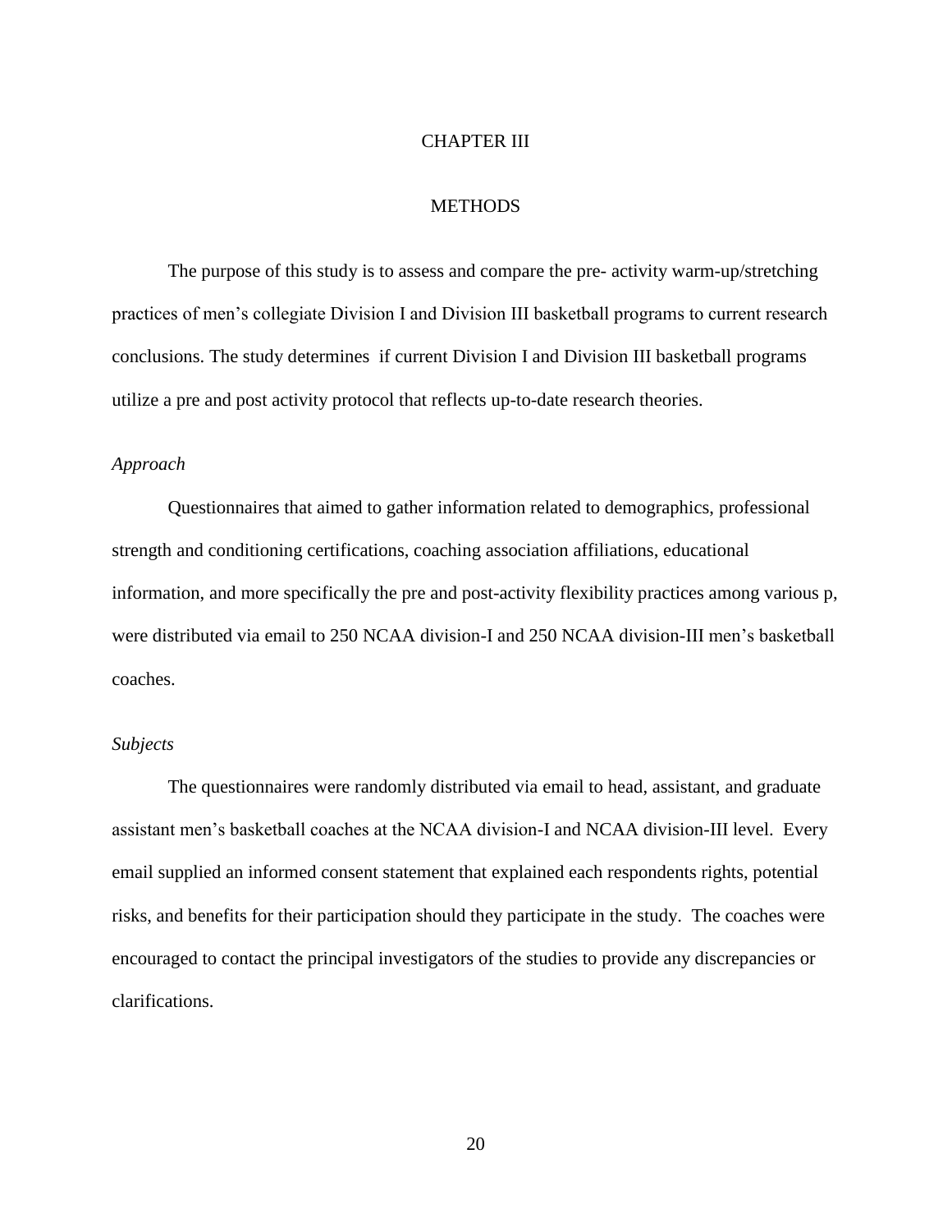# CHAPTER III

# METHODS

The purpose of this study is to assess and compare the pre- activity warm-up/stretching practices of men's collegiate Division I and Division III basketball programs to current research conclusions. The study determines if current Division I and Division III basketball programs utilize a pre and post activity protocol that reflects up-to-date research theories.

### *Approach*

Questionnaires that aimed to gather information related to demographics, professional strength and conditioning certifications, coaching association affiliations, educational information, and more specifically the pre and post-activity flexibility practices among various p, were distributed via email to 250 NCAA division-I and 250 NCAA division-III men's basketball coaches.

### *Subjects*

The questionnaires were randomly distributed via email to head, assistant, and graduate assistant men's basketball coaches at the NCAA division-I and NCAA division-III level. Every email supplied an informed consent statement that explained each respondents rights, potential risks, and benefits for their participation should they participate in the study. The coaches were encouraged to contact the principal investigators of the studies to provide any discrepancies or clarifications.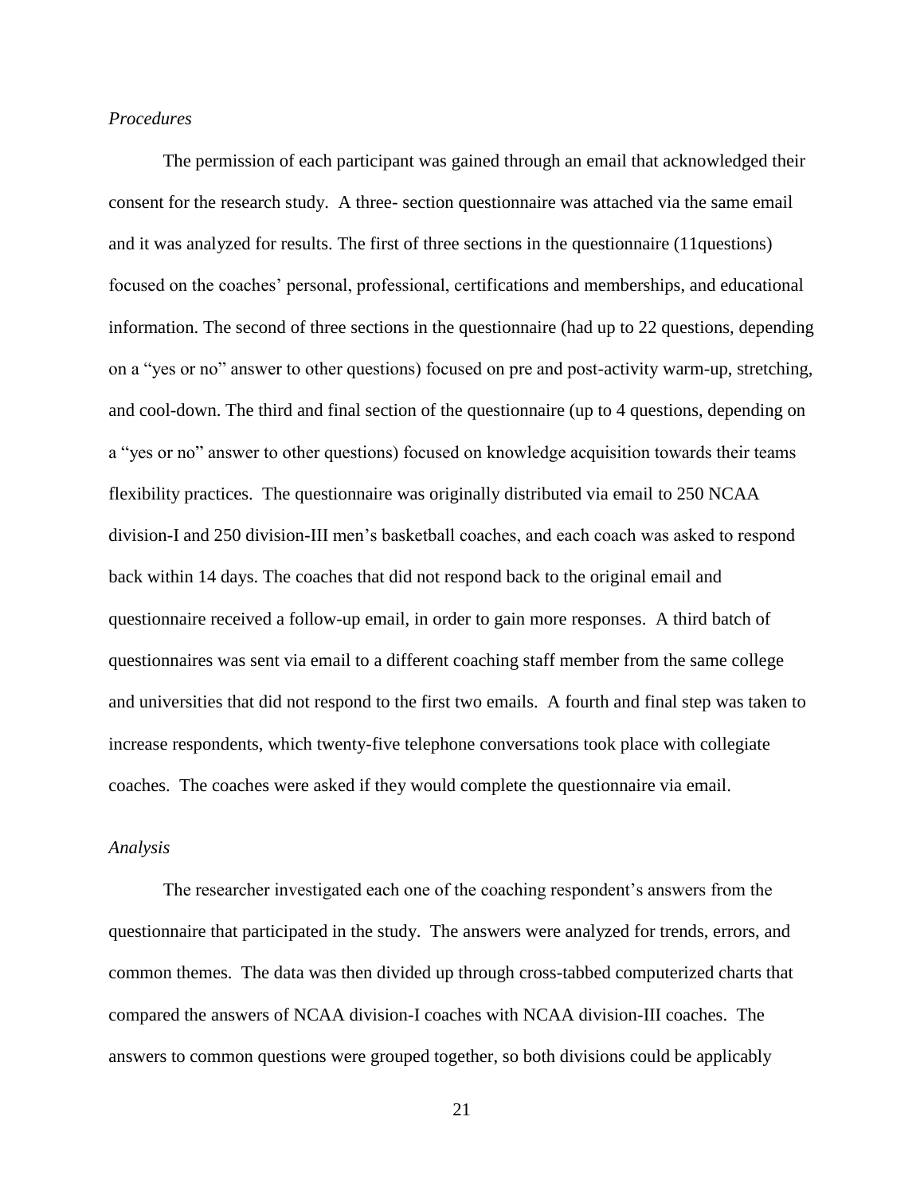*Procedures*

The permission of each participant was gained through an email that acknowledged their consent for the research study. A three- section questionnaire was attached via the same email and it was analyzed for results. The first of three sections in the questionnaire (11questions) focused on the coaches' personal, professional, certifications and memberships, and educational information. The second of three sections in the questionnaire (had up to 22 questions, depending on a "yes or no" answer to other questions) focused on pre and post-activity warm-up, stretching, and cool-down. The third and final section of the questionnaire (up to 4 questions, depending on a "yes or no" answer to other questions) focused on knowledge acquisition towards their teams flexibility practices. The questionnaire was originally distributed via email to 250 NCAA division-I and 250 division-III men's basketball coaches, and each coach was asked to respond back within 14 days. The coaches that did not respond back to the original email and questionnaire received a follow-up email, in order to gain more responses. A third batch of questionnaires was sent via email to a different coaching staff member from the same college and universities that did not respond to the first two emails. A fourth and final step was taken to increase respondents, which twenty-five telephone conversations took place with collegiate coaches. The coaches were asked if they would complete the questionnaire via email.

*Analysis*

The researcher investigated each one of the coaching respondent's answers from the questionnaire that participated in the study. The answers were analyzed for trends, errors, and common themes. The data was then divided up through cross-tabbed computerized charts that compared the answers of NCAA division-I coaches with NCAA division-III coaches. The answers to common questions were grouped together, so both divisions could be applicably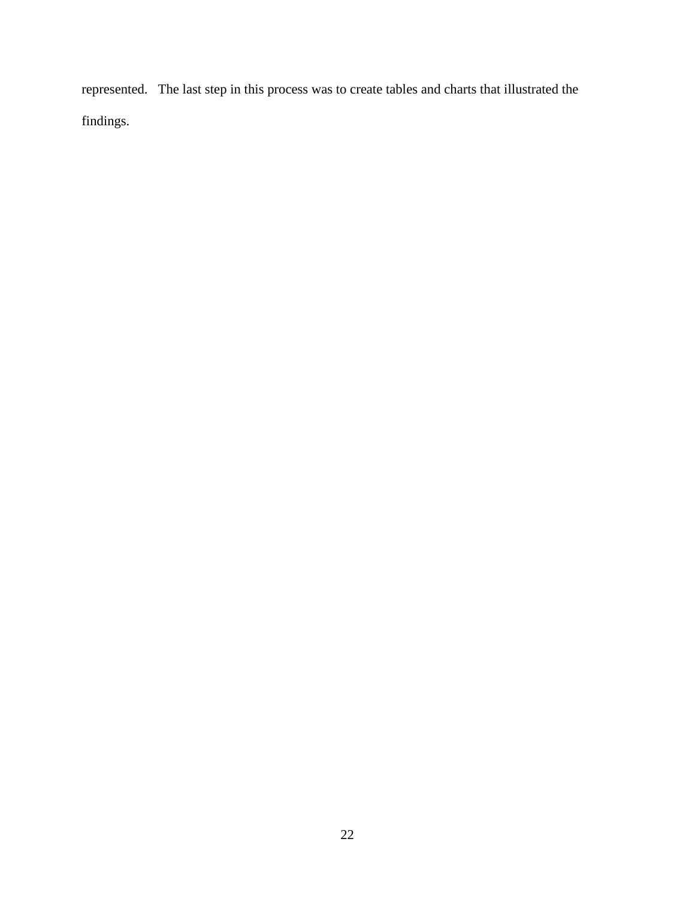represented. The last step in this process was to create tables and charts that illustrated the findings.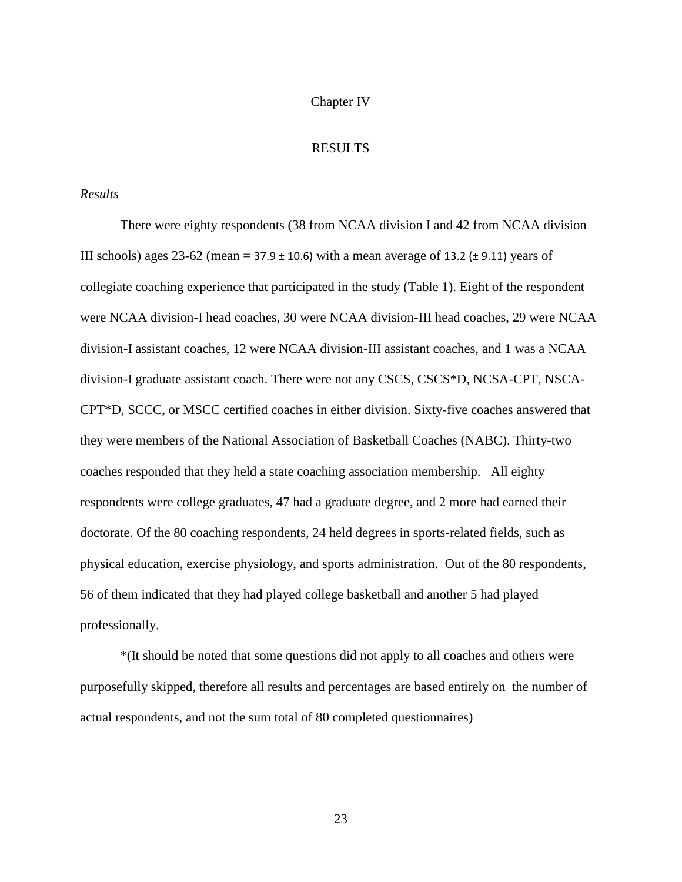Chapter IV

# RESULTS

*Results*

There were eighty respondents (38 from NCAA division I and 42 from NCAA division III schools) ages 23-62 (mean = 37.9 ± 10.6) with a mean average of 13.2 (± 9.11) years of collegiate coaching experience that participated in the study (Table 1). Eight of the respondent were NCAA division-I head coaches, 30 were NCAA division-III head coaches, 29 were NCAA division-I assistant coaches, 12 were NCAA division-III assistant coaches, and 1 was a NCAA division-I graduate assistant coach. There were not any CSCS, CSCS*D, NCSA-CPT, NSCA-CPT*D, SCCC, or MSCC certified coaches in either division. Sixty-five coaches answered that they were members of the National Association of Basketball Coaches (NABC). Thirty-two coaches responded that they held a state coaching association membership. All eighty respondents were college graduates, 47 had a graduate degree, and 2 more had earned their doctorate. Of the 80 coaching respondents, 24 held degrees in sports-related fields, such as physical education, exercise physiology, and sports administration. Out of the 80 respondents, 56 of them indicated that they had played college basketball and another 5 had played professionally.

*(It should be noted that some questions did not apply to all coaches and others were purposefully skipped, therefore all results and percentages are based entirely on the number of actual respondents, and not the sum total of 80 completed questionnaires)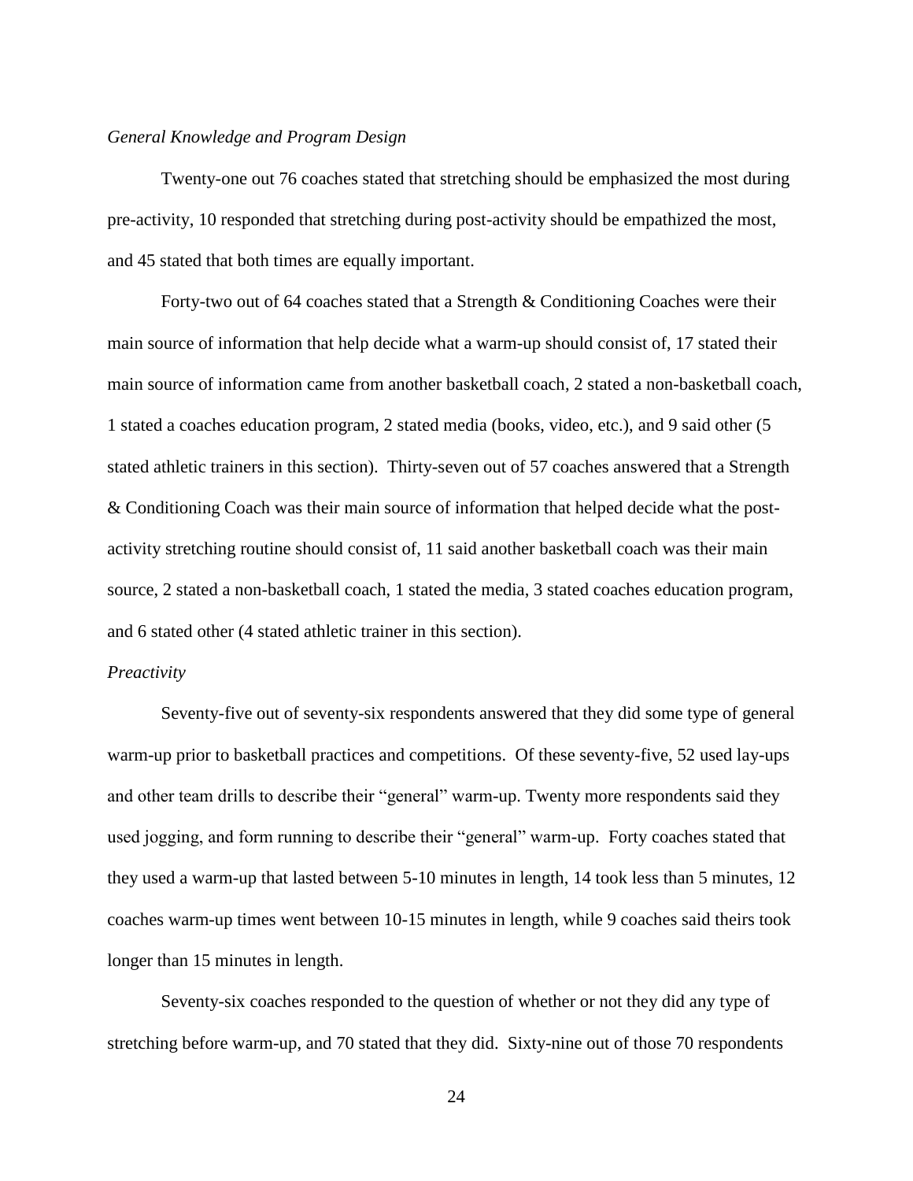*General Knowledge and Program Design*

Twenty-one out 76 coaches stated that stretching should be emphasized the most during pre-activity, 10 responded that stretching during post-activity should be empathized the most, and 45 stated that both times are equally important.

Forty-two out of 64 coaches stated that a Strength & Conditioning Coaches were their main source of information that help decide what a warm-up should consist of, 17 stated their main source of information came from another basketball coach, 2 stated a non-basketball coach, 1 stated a coaches education program, 2 stated media (books, video, etc.), and 9 said other (5 stated athletic trainers in this section). Thirty-seven out of 57 coaches answered that a Strength & Conditioning Coach was their main source of information that helped decide what the post-activity stretching routine should consist of, 11 said another basketball coach was their main source, 2 stated a non-basketball coach, 1 stated the media, 3 stated coaches education program, and 6 stated other (4 stated athletic trainer in this section).

*Preactivity*

Seventy-five out of seventy-six respondents answered that they did some type of general warm-up prior to basketball practices and competitions. Of these seventy-five, 52 used lay-ups and other team drills to describe their "general" warm-up. Twenty more respondents said they used jogging, and form running to describe their "general" warm-up. Forty coaches stated that they used a warm-up that lasted between 5-10 minutes in length, 14 took less than 5 minutes, 12 coaches warm-up times went between 10-15 minutes in length, while 9 coaches said theirs took longer than 15 minutes in length.

Seventy-six coaches responded to the question of whether or not they did any type of stretching before warm-up, and 70 stated that they did. Sixty-nine out of those 70 respondents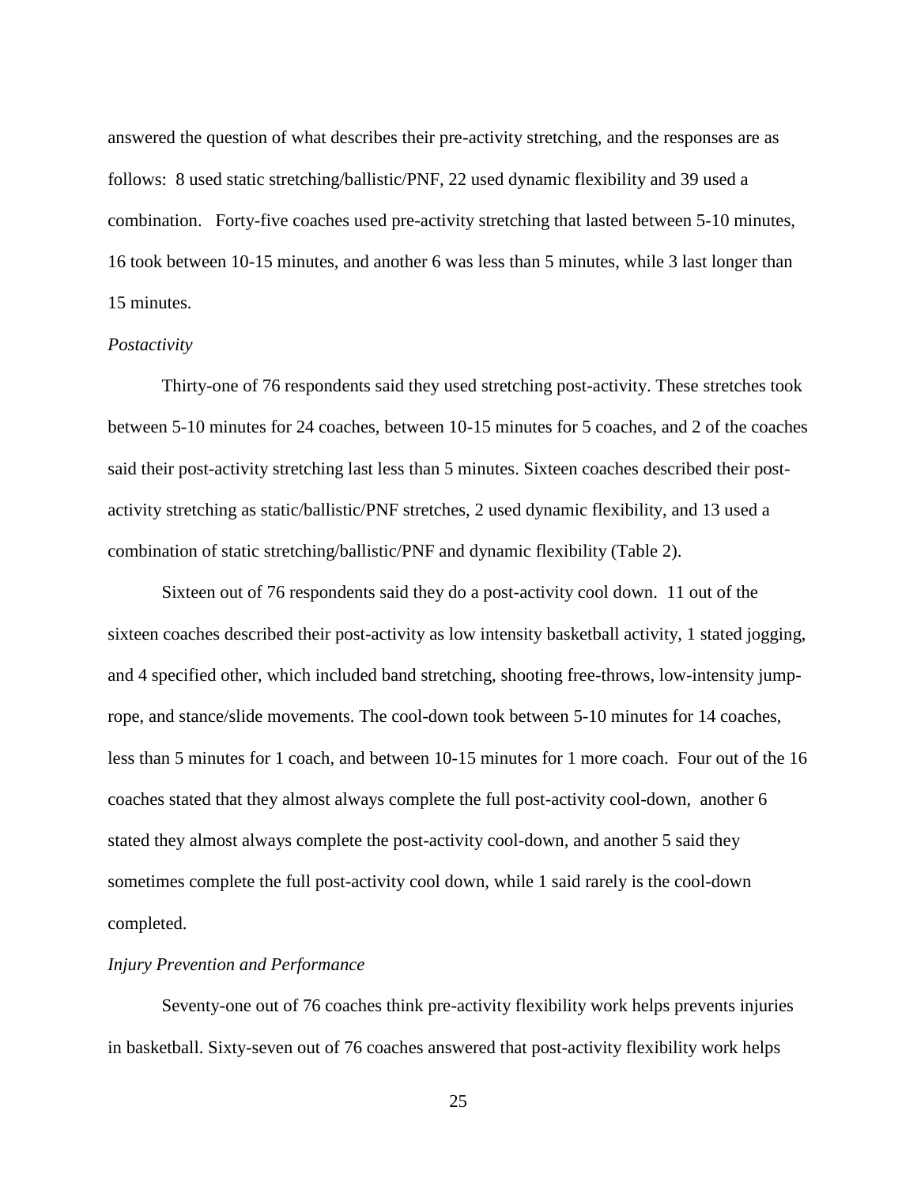answered the question of what describes their pre-activity stretching, and the responses are as follows: 8 used static stretching/ballistic/PNF, 22 used dynamic flexibility and 39 used a combination. Forty-five coaches used pre-activity stretching that lasted between 5-10 minutes, 16 took between 10-15 minutes, and another 6 was less than 5 minutes, while 3 last longer than 15 minutes.

*Postactivity*

Thirty-one of 76 respondents said they used stretching post-activity. These stretches took between 5-10 minutes for 24 coaches, between 10-15 minutes for 5 coaches, and 2 of the coaches said their post-activity stretching last less than 5 minutes. Sixteen coaches described their post-activity stretching as static/ballistic/PNF stretches, 2 used dynamic flexibility, and 13 used a combination of static stretching/ballistic/PNF and dynamic flexibility (Table 2).

Sixteen out of 76 respondents said they do a post-activity cool down. 11 out of the sixteen coaches described their post-activity as low intensity basketball activity, 1 stated jogging, and 4 specified other, which included band stretching, shooting free-throws, low-intensity jump-rope, and stance/slide movements. The cool-down took between 5-10 minutes for 14 coaches, less than 5 minutes for 1 coach, and between 10-15 minutes for 1 more coach. Four out of the 16 coaches stated that they almost always complete the full post-activity cool-down, another 6 stated they almost always complete the post-activity cool-down, and another 5 said they sometimes complete the full post-activity cool down, while 1 said rarely is the cool-down completed.

*Injury Prevention and Performance*

Seventy-one out of 76 coaches think pre-activity flexibility work helps prevents injuries in basketball. Sixty-seven out of 76 coaches answered that post-activity flexibility work helps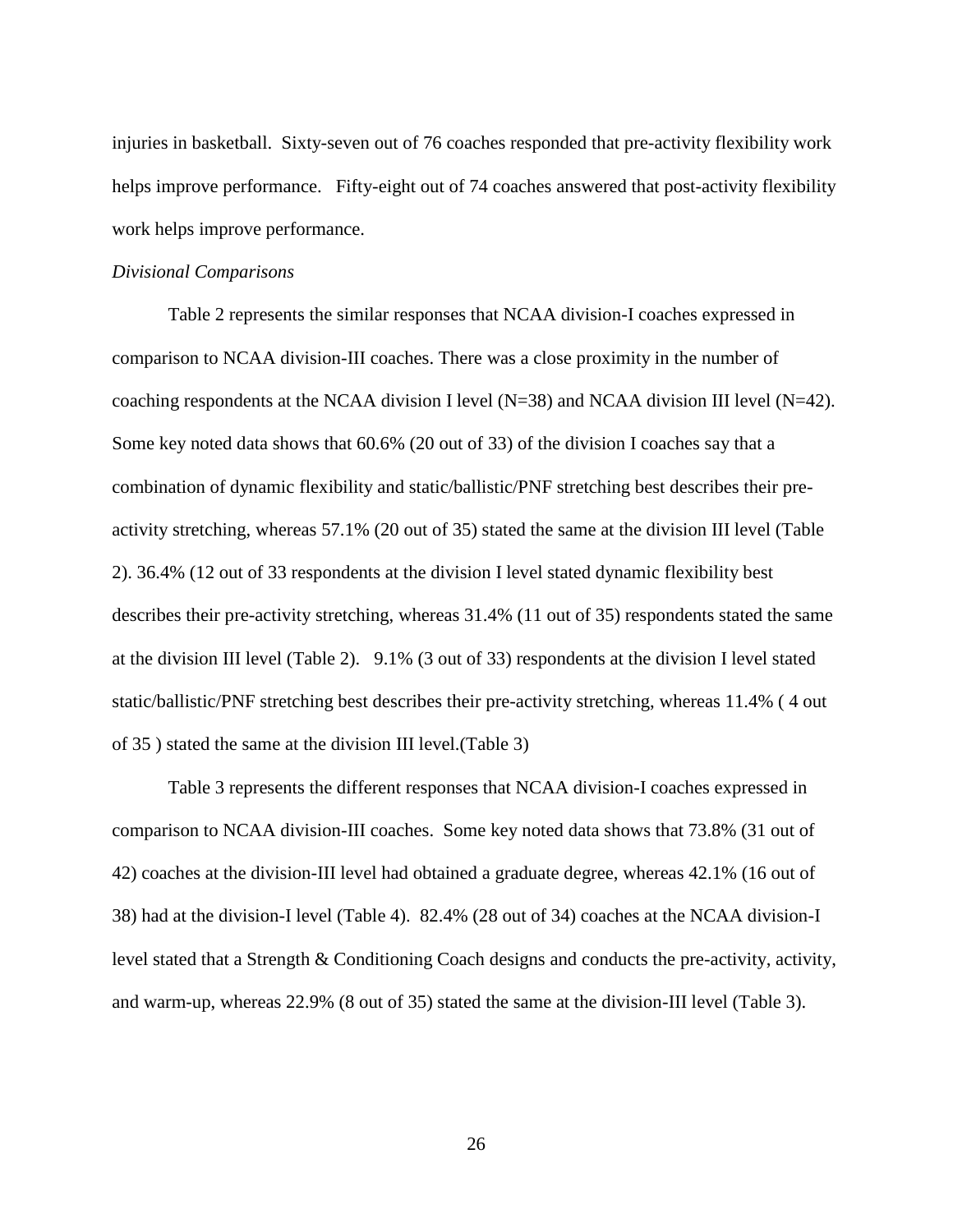injuries in basketball. Sixty-seven out of 76 coaches responded that pre-activity flexibility work helps improve performance. Fifty-eight out of 74 coaches answered that post-activity flexibility work helps improve performance.

*Divisional Comparisons*

Table 2 represents the similar responses that NCAA division-I coaches expressed in comparison to NCAA division-III coaches. There was a close proximity in the number of coaching respondents at the NCAA division I level (N=38) and NCAA division III level (N=42). Some key noted data shows that 60.6% (20 out of 33) of the division I coaches say that a combination of dynamic flexibility and static/ballistic/PNF stretching best describes their pre-activity stretching, whereas 57.1% (20 out of 35) stated the same at the division III level (Table 2). 36.4% (12 out of 33 respondents at the division I level stated dynamic flexibility best describes their pre-activity stretching, whereas 31.4% (11 out of 35) respondents stated the same at the division III level (Table 2). 9.1% (3 out of 33) respondents at the division I level stated static/ballistic/PNF stretching best describes their pre-activity stretching, whereas 11.4% ( 4 out of 35 ) stated the same at the division III level.(Table 3)

Table 3 represents the different responses that NCAA division-I coaches expressed in comparison to NCAA division-III coaches. Some key noted data shows that 73.8% (31 out of 42) coaches at the division-III level had obtained a graduate degree, whereas 42.1% (16 out of 38) had at the division-I level (Table 4). 82.4% (28 out of 34) coaches at the NCAA division-I level stated that a Strength & Conditioning Coach designs and conducts the pre-activity, activity, and warm-up, whereas 22.9% (8 out of 35) stated the same at the division-III level (Table 3).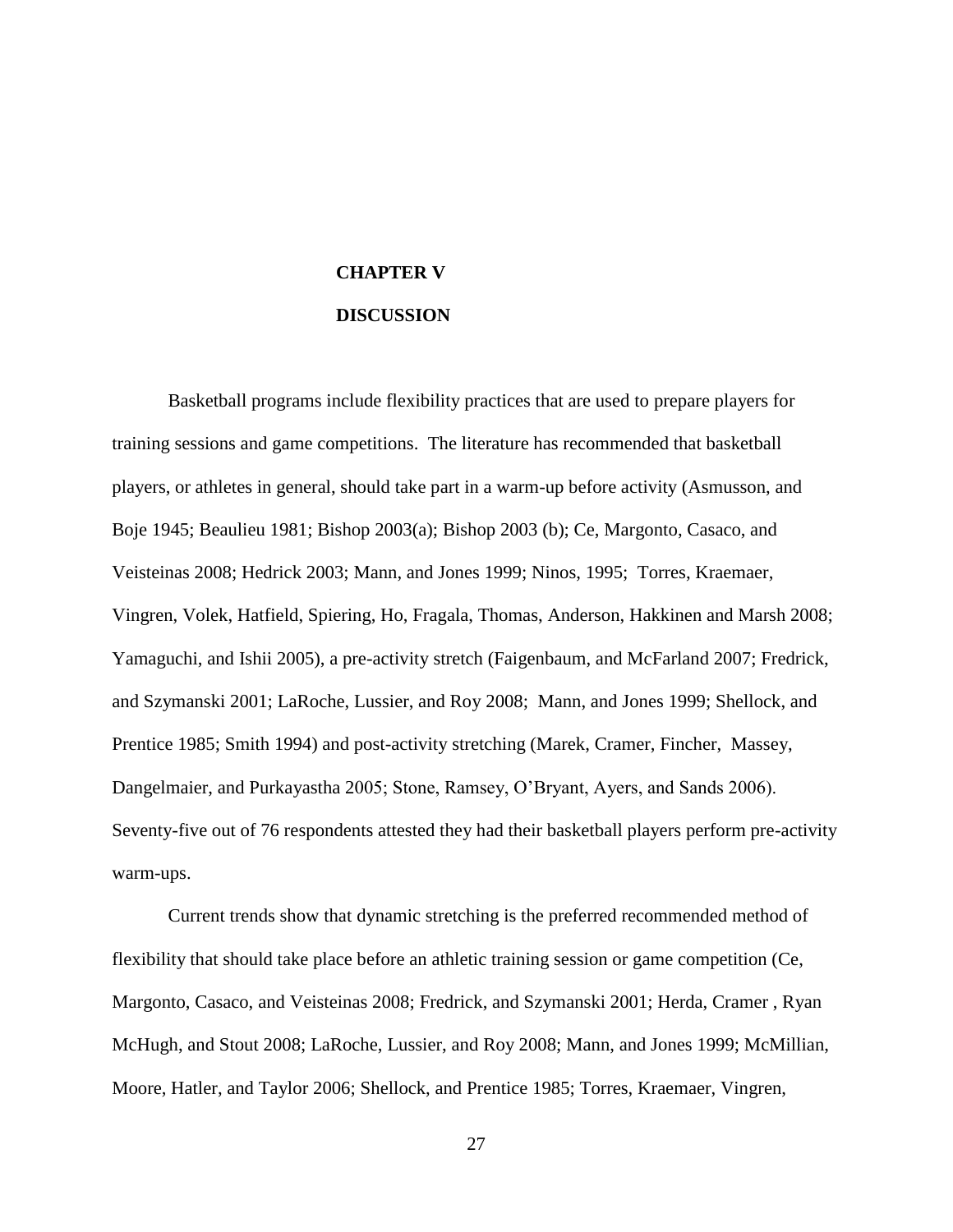# CHAPTER V

# DISCUSSION

Basketball programs include flexibility practices that are used to prepare players for training sessions and game competitions. The literature has recommended that basketball players, or athletes in general, should take part in a warm-up before activity (Asmusson, and Boje 1945; Beaulieu 1981; Bishop 2003(a); Bishop 2003 (b); Ce, Margonto, Casaco, and Veisteinas 2008; Hedrick 2003; Mann, and Jones 1999; Ninos, 1995; Torres, Kraemaer, Vingren, Volek, Hatfield, Spiering, Ho, Fragala, Thomas, Anderson, Hakkinen and Marsh 2008; Yamaguchi, and Ishii 2005), a pre-activity stretch (Faigenbaum, and McFarland 2007; Fredrick, and Szymanski 2001; LaRoche, Lussier, and Roy 2008; Mann, and Jones 1999; Shellock, and Prentice 1985; Smith 1994) and post-activity stretching (Marek, Cramer, Fincher, Massey, Dangelmaier, and Purkayastha 2005; Stone, Ramsey, O'Bryant, Ayers, and Sands 2006). Seventy-five out of 76 respondents attested they had their basketball players perform pre-activity warm-ups.

Current trends show that dynamic stretching is the preferred recommended method of flexibility that should take place before an athletic training session or game competition (Ce, Margonto, Casaco, and Veisteinas 2008; Fredrick, and Szymanski 2001; Herda, Cramer , Ryan McHugh, and Stout 2008; LaRoche, Lussier, and Roy 2008; Mann, and Jones 1999; McMillian, Moore, Hatler, and Taylor 2006; Shellock, and Prentice 1985; Torres, Kraemaer, Vingren,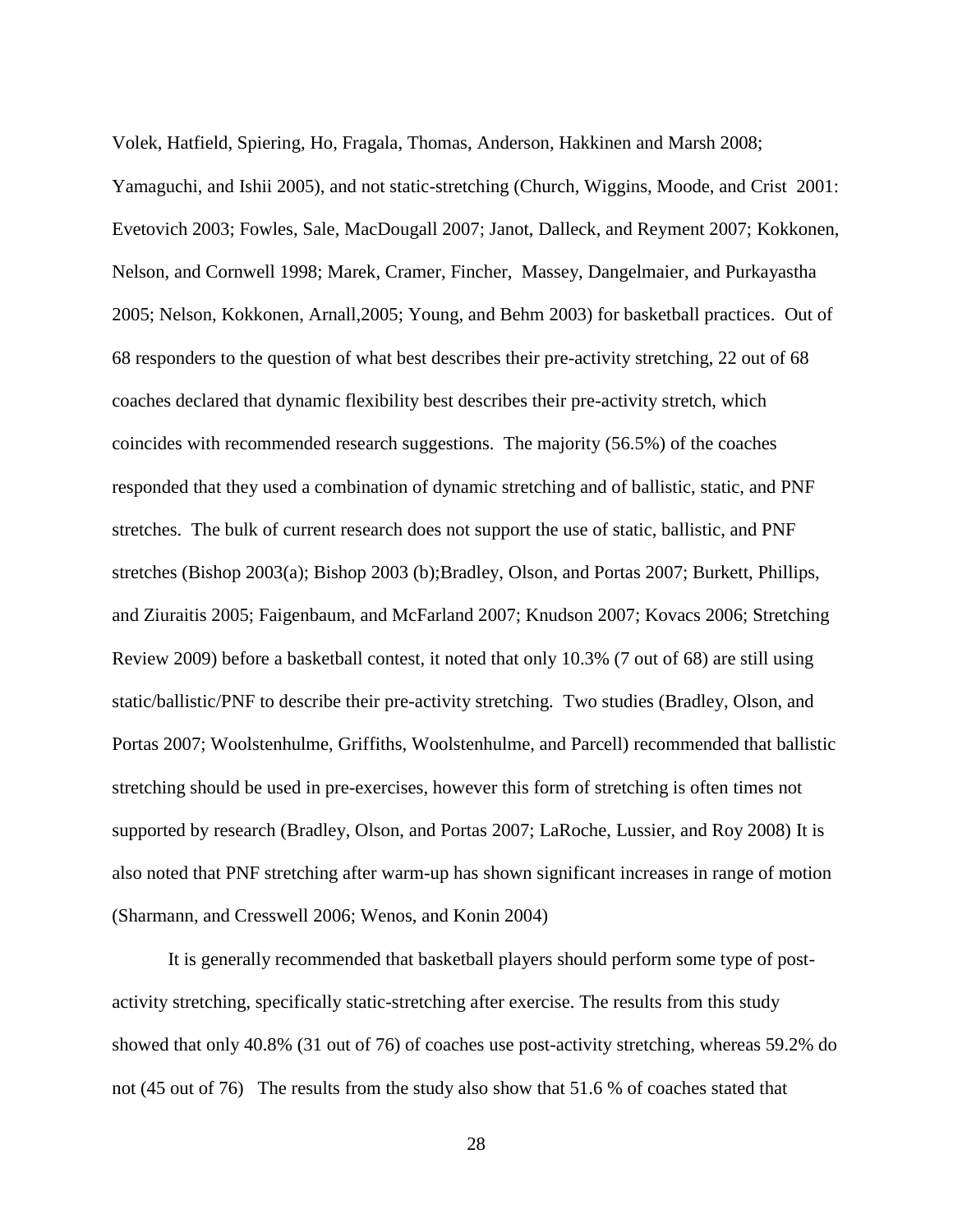Volek, Hatfield, Spiering, Ho, Fragala, Thomas, Anderson, Hakkinen and Marsh 2008; Yamaguchi, and Ishii 2005), and not static-stretching (Church, Wiggins, Moode, and Crist 2001: Evetovich 2003; Fowles, Sale, MacDougall 2007; Janot, Dalleck, and Reyment 2007; Kokkonen, Nelson, and Cornwell 1998; Marek, Cramer, Fincher, Massey, Dangelmaier, and Purkayastha 2005; Nelson, Kokkonen, Arnall,2005; Young, and Behm 2003) for basketball practices. Out of 68 responders to the question of what best describes their pre-activity stretching, 22 out of 68 coaches declared that dynamic flexibility best describes their pre-activity stretch, which coincides with recommended research suggestions. The majority (56.5%) of the coaches responded that they used a combination of dynamic stretching and of ballistic, static, and PNF stretches. The bulk of current research does not support the use of static, ballistic, and PNF stretches (Bishop 2003(a); Bishop 2003 (b);Bradley, Olson, and Portas 2007; Burkett, Phillips, and Ziuraitis 2005; Faigenbaum, and McFarland 2007; Knudson 2007; Kovacs 2006; Stretching Review 2009) before a basketball contest, it noted that only 10.3% (7 out of 68) are still using static/ballistic/PNF to describe their pre-activity stretching. Two studies (Bradley, Olson, and Portas 2007; Woolstenhulme, Griffiths, Woolstenhulme, and Parcell) recommended that ballistic stretching should be used in pre-exercises, however this form of stretching is often times not supported by research (Bradley, Olson, and Portas 2007; LaRoche, Lussier, and Roy 2008) It is also noted that PNF stretching after warm-up has shown significant increases in range of motion (Sharmann, and Cresswell 2006; Wenos, and Konin 2004)

It is generally recommended that basketball players should perform some type of post-activity stretching, specifically static-stretching after exercise. The results from this study showed that only 40.8% (31 out of 76) of coaches use post-activity stretching, whereas 59.2% do not (45 out of 76) The results from the study also show that 51.6 % of coaches stated that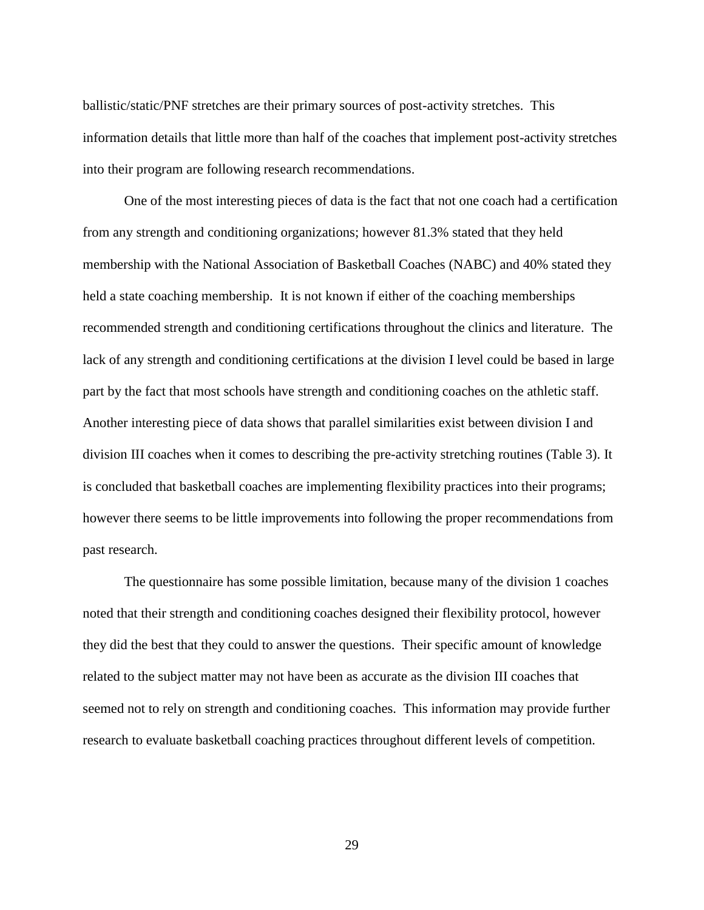ballistic/static/PNF stretches are their primary sources of post-activity stretches. This information details that little more than half of the coaches that implement post-activity stretches into their program are following research recommendations.

One of the most interesting pieces of data is the fact that not one coach had a certification from any strength and conditioning organizations; however 81.3% stated that they held membership with the National Association of Basketball Coaches (NABC) and 40% stated they held a state coaching membership. It is not known if either of the coaching memberships recommended strength and conditioning certifications throughout the clinics and literature. The lack of any strength and conditioning certifications at the division I level could be based in large part by the fact that most schools have strength and conditioning coaches on the athletic staff. Another interesting piece of data shows that parallel similarities exist between division I and division III coaches when it comes to describing the pre-activity stretching routines (Table 3). It is concluded that basketball coaches are implementing flexibility practices into their programs; however there seems to be little improvements into following the proper recommendations from past research.

The questionnaire has some possible limitation, because many of the division 1 coaches noted that their strength and conditioning coaches designed their flexibility protocol, however they did the best that they could to answer the questions. Their specific amount of knowledge related to the subject matter may not have been as accurate as the division III coaches that seemed not to rely on strength and conditioning coaches. This information may provide further research to evaluate basketball coaching practices throughout different levels of competition.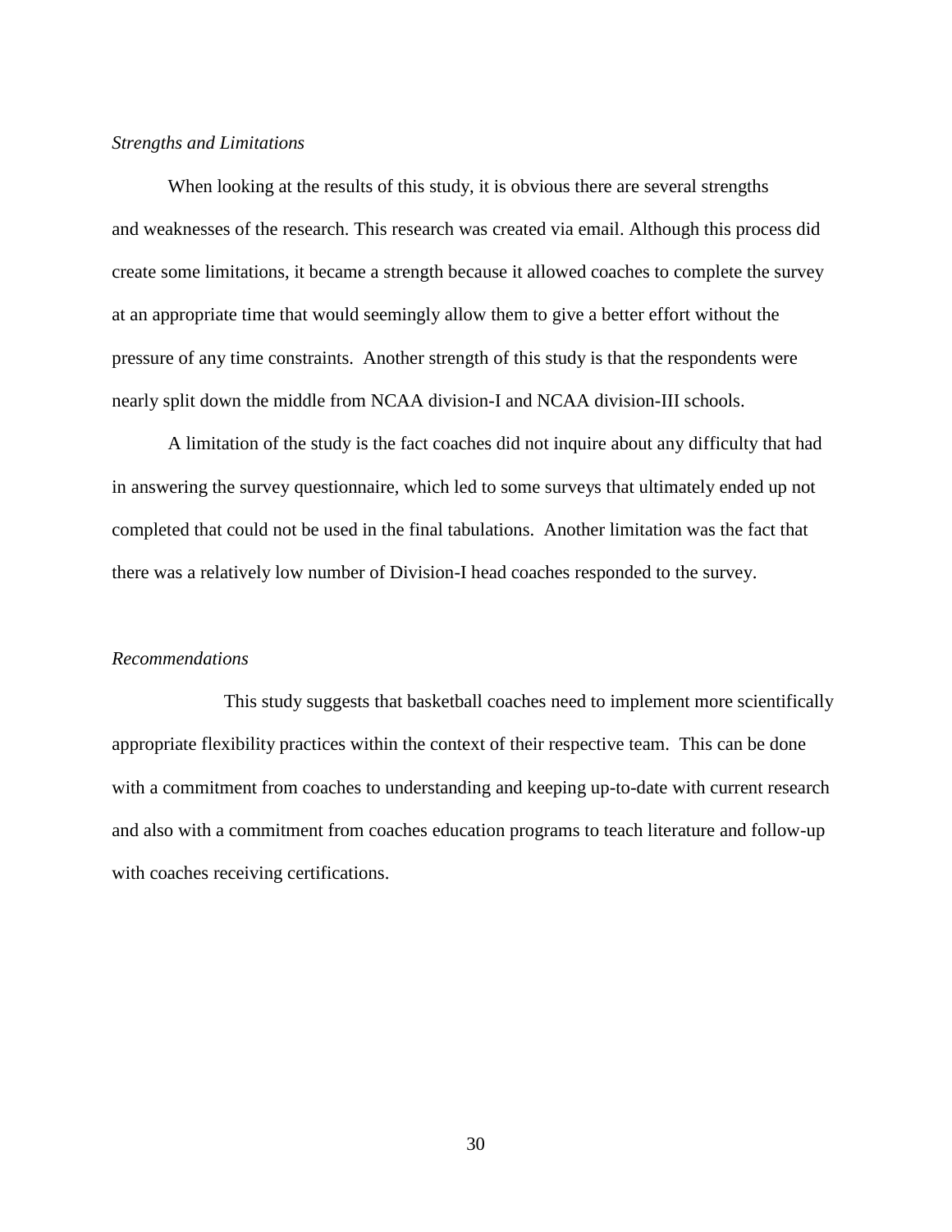*Strengths and Limitations*

When looking at the results of this study, it is obvious there are several strengths and weaknesses of the research. This research was created via email. Although this process did create some limitations, it became a strength because it allowed coaches to complete the survey at an appropriate time that would seemingly allow them to give a better effort without the pressure of any time constraints. Another strength of this study is that the respondents were nearly split down the middle from NCAA division-I and NCAA division-III schools.

A limitation of the study is the fact coaches did not inquire about any difficulty that had in answering the survey questionnaire, which led to some surveys that ultimately ended up not completed that could not be used in the final tabulations. Another limitation was the fact that there was a relatively low number of Division-I head coaches responded to the survey.

*Recommendations*

This study suggests that basketball coaches need to implement more scientifically appropriate flexibility practices within the context of their respective team. This can be done with a commitment from coaches to understanding and keeping up-to-date with current research and also with a commitment from coaches education programs to teach literature and follow-up with coaches receiving certifications.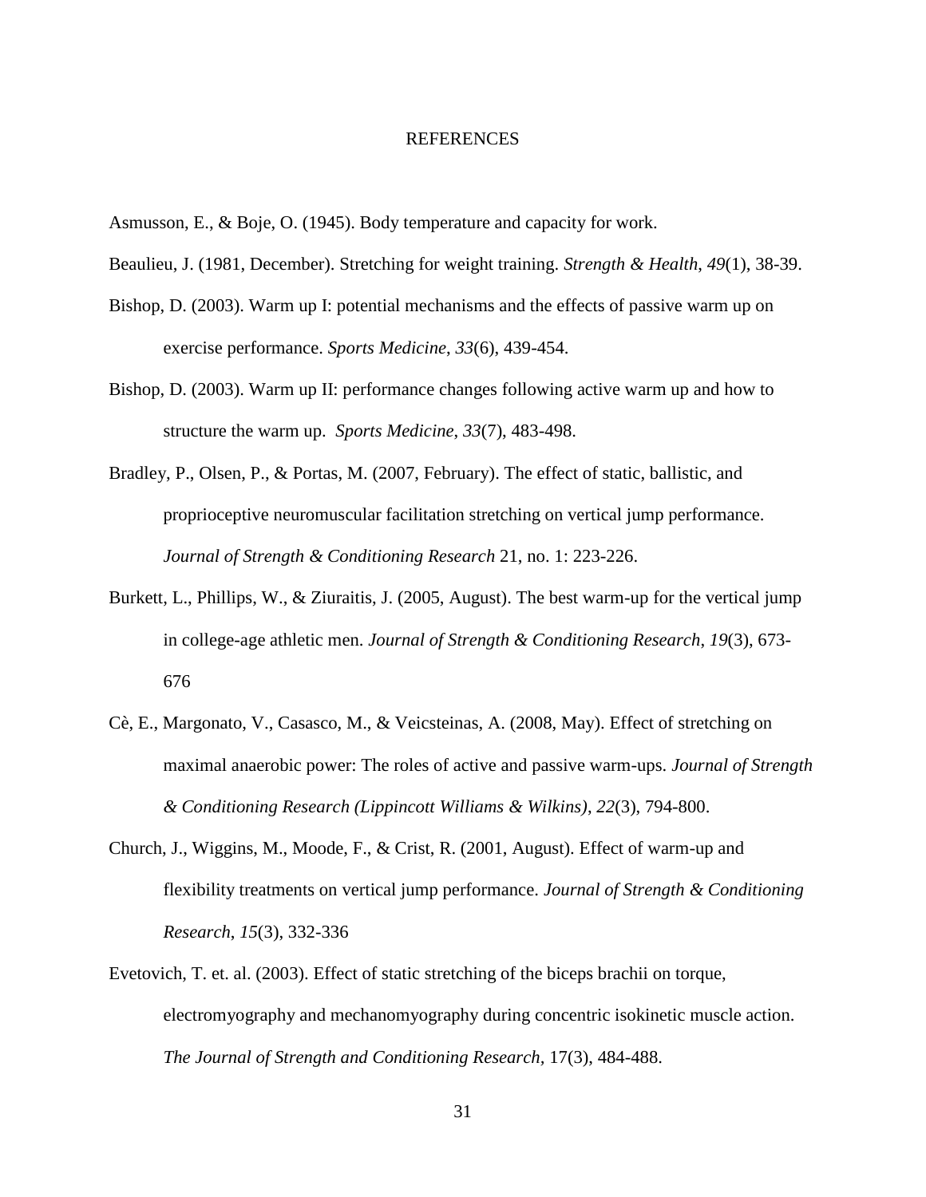# REFERENCES

Asmusson, E., & Boje, O. (1945). Body temperature and capacity for work.

Beaulieu, J. (1981, December). Stretching for weight training. *Strength & Health*, *49*(1), 38-39.

Bishop, D. (2003). Warm up I: potential mechanisms and the effects of passive warm up on exercise performance. *Sports Medicine*, *33*(6), 439-454.

Bishop, D. (2003). Warm up II: performance changes following active warm up and how to structure the warm up. *Sports Medicine*, *33*(7), 483-498.

Bradley, P., Olsen, P., & Portas, M. (2007, February). The effect of static, ballistic, and proprioceptive neuromuscular facilitation stretching on vertical jump performance. *Journal of Strength & Conditioning Research* 21, no. 1: 223-226.

Burkett, L., Phillips, W., & Ziuraitis, J. (2005, August). The best warm-up for the vertical jump in college-age athletic men. *Journal of Strength & Conditioning Research*, *19*(3), 673-676

Cè, E., Margonato, V., Casasco, M., & Veicsteinas, A. (2008, May). Effect of stretching on maximal anaerobic power: The roles of active and passive warm-ups. *Journal of Strength & Conditioning Research (Lippincott Williams & Wilkins)*, *22*(3), 794-800.

Church, J., Wiggins, M., Moode, F., & Crist, R. (2001, August). Effect of warm-up and flexibility treatments on vertical jump performance. *Journal of Strength & Conditioning Research*, *15*(3), 332-336

Evetovich, T. et. al. (2003). Effect of static stretching of the biceps brachii on torque, electromyography and mechanomyography during concentric isokinetic muscle action. *The Journal of Strength and Conditioning Research,* 17(3), 484-488.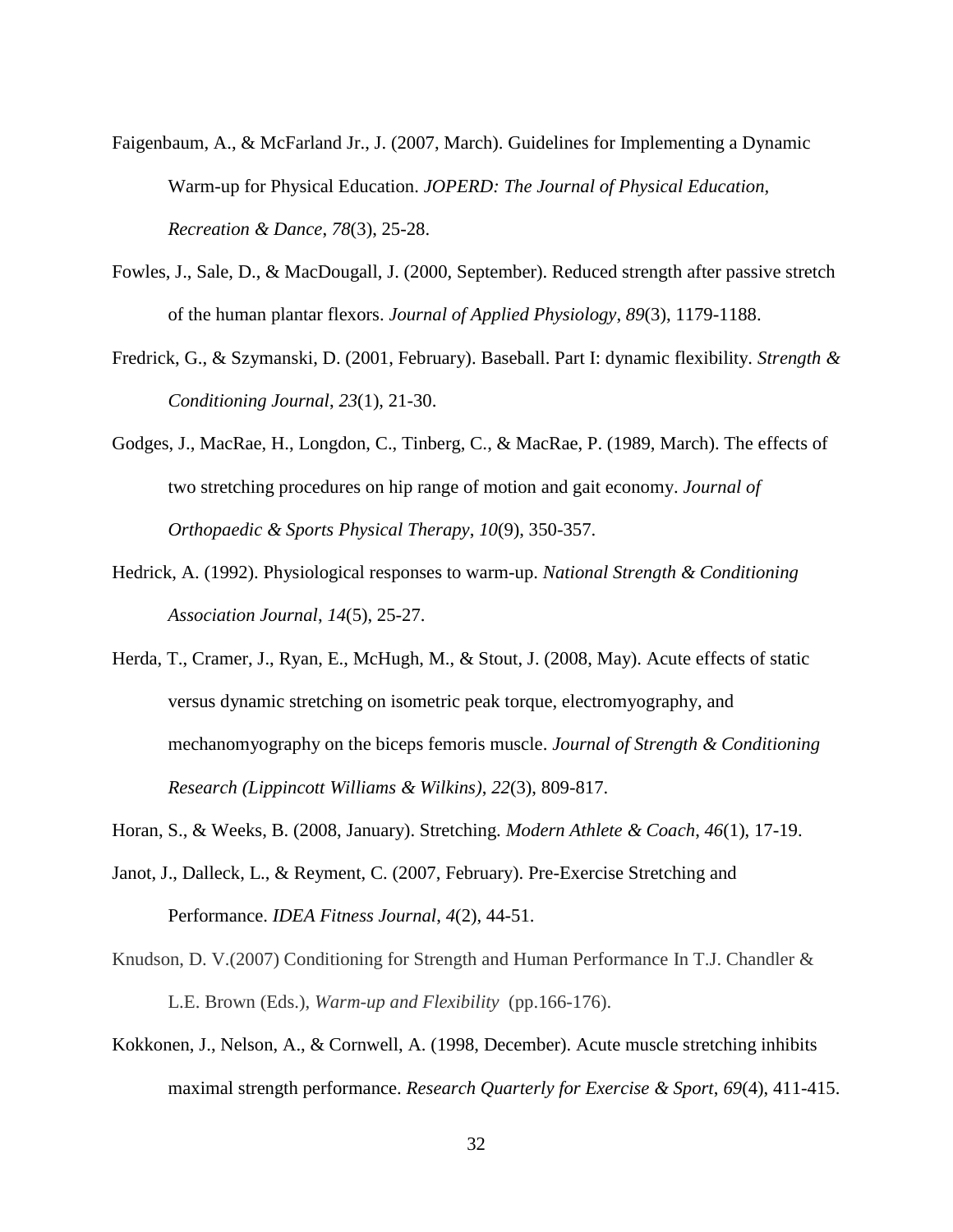Faigenbaum, A., & McFarland Jr., J. (2007, March). Guidelines for Implementing a Dynamic Warm-up for Physical Education. *JOPERD: The Journal of Physical Education, Recreation & Dance*, *78*(3), 25-28.

Fowles, J., Sale, D., & MacDougall, J. (2000, September). Reduced strength after passive stretch of the human plantar flexors. *Journal of Applied Physiology*, *89*(3), 1179-1188.

Fredrick, G., & Szymanski, D. (2001, February). Baseball. Part I: dynamic flexibility. *Strength & Conditioning Journal*, *23*(1), 21-30.

Godges, J., MacRae, H., Longdon, C., Tinberg, C., & MacRae, P. (1989, March). The effects of two stretching procedures on hip range of motion and gait economy. *Journal of Orthopaedic & Sports Physical Therapy*, *10*(9), 350-357.

Hedrick, A. (1992). Physiological responses to warm-up. *National Strength & Conditioning Association Journal*, *14*(5), 25-27.

Herda, T., Cramer, J., Ryan, E., McHugh, M., & Stout, J. (2008, May). Acute effects of static versus dynamic stretching on isometric peak torque, electromyography, and mechanomyography on the biceps femoris muscle. *Journal of Strength & Conditioning Research (Lippincott Williams & Wilkins)*, *22*(3), 809-817.

Horan, S., & Weeks, B. (2008, January). Stretching. *Modern Athlete & Coach*, *46*(1), 17-19.

Janot, J., Dalleck, L., & Reyment, C. (2007, February). Pre-Exercise Stretching and Performance. *IDEA Fitness Journal*, *4*(2), 44-51.

Knudson, D. V.(2007) Conditioning for Strength and Human Performance In T.J. Chandler & L.E. Brown (Eds.), *Warm-up and Flexibility* (pp.166-176).

Kokkonen, J., Nelson, A., & Cornwell, A. (1998, December). Acute muscle stretching inhibits maximal strength performance. *Research Quarterly for Exercise & Sport*, *69*(4), 411-415.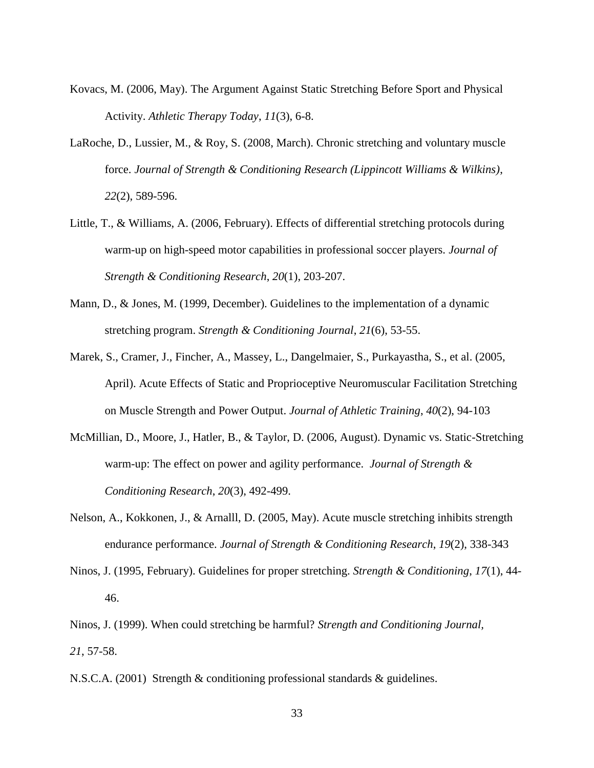Kovacs, M. (2006, May). The Argument Against Static Stretching Before Sport and Physical Activity. *Athletic Therapy Today*, *11*(3), 6-8.

LaRoche, D., Lussier, M., & Roy, S. (2008, March). Chronic stretching and voluntary muscle force. *Journal of Strength & Conditioning Research (Lippincott Williams & Wilkins)*, *22*(2), 589-596.

Little, T., & Williams, A. (2006, February). Effects of differential stretching protocols during warm-up on high-speed motor capabilities in professional soccer players. *Journal of Strength & Conditioning Research*, *20*(1), 203-207.

Mann, D., & Jones, M. (1999, December). Guidelines to the implementation of a dynamic stretching program. *Strength & Conditioning Journal*, *21*(6), 53-55.

Marek, S., Cramer, J., Fincher, A., Massey, L., Dangelmaier, S., Purkayastha, S., et al. (2005, April). Acute Effects of Static and Proprioceptive Neuromuscular Facilitation Stretching on Muscle Strength and Power Output. *Journal of Athletic Training*, *40*(2), 94-103

McMillian, D., Moore, J., Hatler, B., & Taylor, D. (2006, August). Dynamic vs. Static-Stretching warm-up: The effect on power and agility performance. *Journal of Strength & Conditioning Research*, *20*(3), 492-499.

Nelson, A., Kokkonen, J., & Arnalll, D. (2005, May). Acute muscle stretching inhibits strength endurance performance. *Journal of Strength & Conditioning Research*, *19*(2), 338-343

Ninos, J. (1995, February). Guidelines for proper stretching. *Strength & Conditioning*, *17*(1), 44-46.

Ninos, J. (1999). When could stretching be harmful? *Strength and Conditioning Journal, 21*, 57-58.

N.S.C.A. (2001) Strength & conditioning professional standards & guidelines.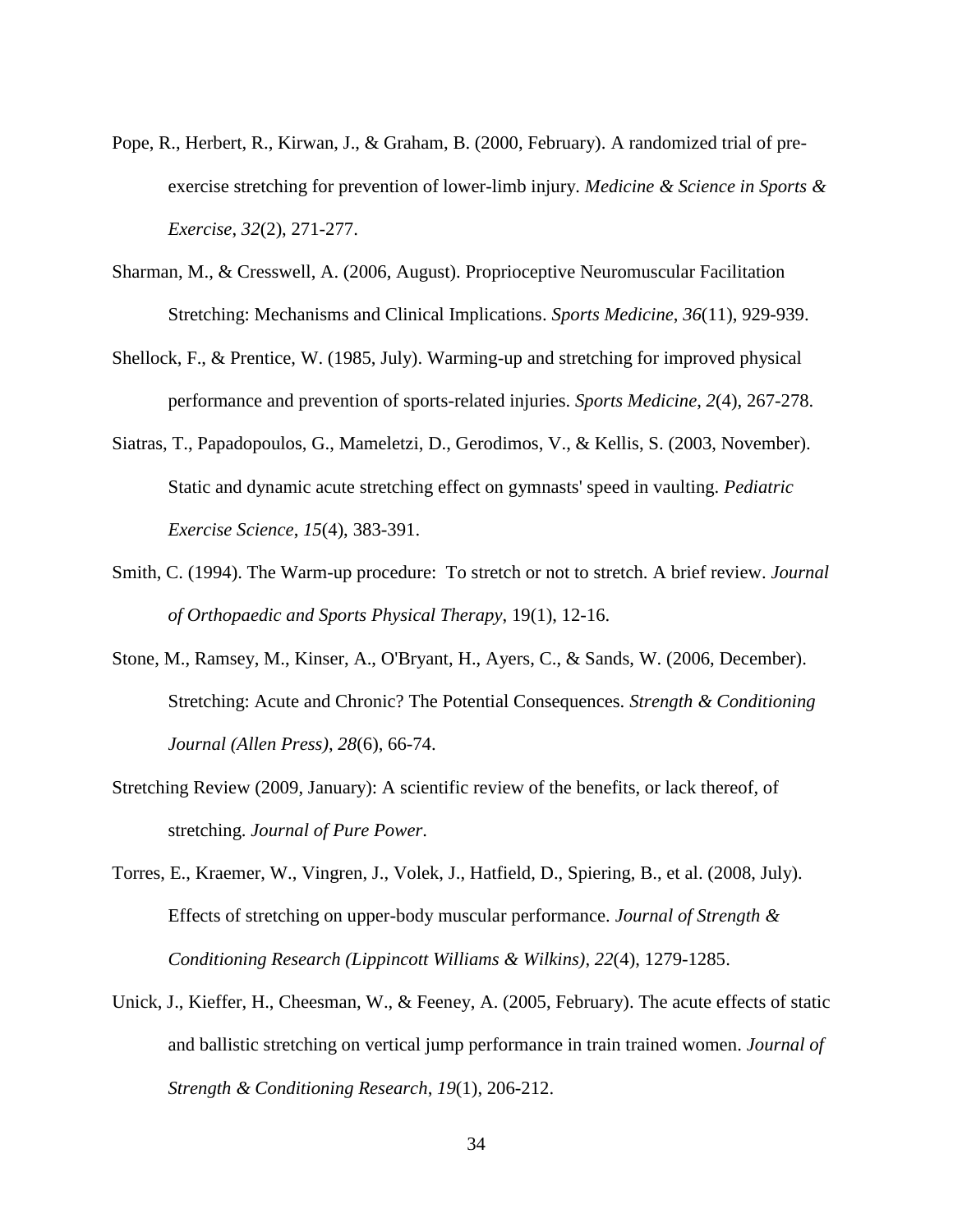Pope, R., Herbert, R., Kirwan, J., & Graham, B. (2000, February). A randomized trial of pre-exercise stretching for prevention of lower-limb injury. *Medicine & Science in Sports & Exercise*, *32*(2), 271-277.

Sharman, M., & Cresswell, A. (2006, August). Proprioceptive Neuromuscular Facilitation Stretching: Mechanisms and Clinical Implications. *Sports Medicine*, *36*(11), 929-939.

Shellock, F., & Prentice, W. (1985, July). Warming-up and stretching for improved physical performance and prevention of sports-related injuries. *Sports Medicine*, *2*(4), 267-278.

Siatras, T., Papadopoulos, G., Mameletzi, D., Gerodimos, V., & Kellis, S. (2003, November). Static and dynamic acute stretching effect on gymnasts' speed in vaulting. *Pediatric Exercise Science*, *15*(4), 383-391.

Smith, C. (1994). The Warm-up procedure: To stretch or not to stretch. A brief review. *Journal of Orthopaedic and Sports Physical Therapy*, 19(1), 12-16.

Stone, M., Ramsey, M., Kinser, A., O'Bryant, H., Ayers, C., & Sands, W. (2006, December). Stretching: Acute and Chronic? The Potential Consequences. *Strength & Conditioning Journal (Allen Press)*, *28*(6), 66-74.

Stretching Review (2009, January): A scientific review of the benefits, or lack thereof, of stretching. *Journal of Pure Power*.

Torres, E., Kraemer, W., Vingren, J., Volek, J., Hatfield, D., Spiering, B., et al. (2008, July). Effects of stretching on upper-body muscular performance. *Journal of Strength & Conditioning Research (Lippincott Williams & Wilkins)*, *22*(4), 1279-1285.

Unick, J., Kieffer, H., Cheesman, W., & Feeney, A. (2005, February). The acute effects of static and ballistic stretching on vertical jump performance in train trained women. *Journal of Strength & Conditioning Research*, *19*(1), 206-212.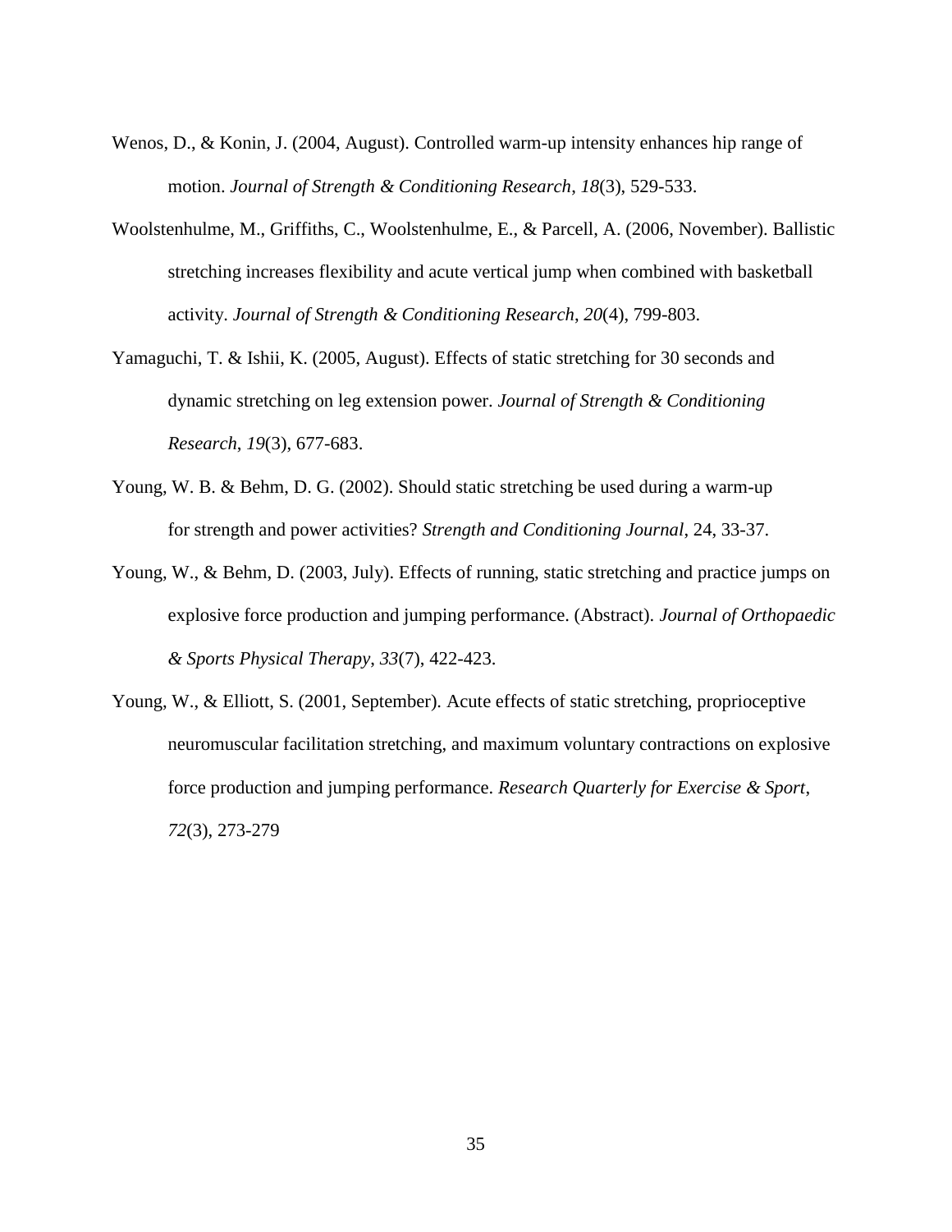Wenos, D., & Konin, J. (2004, August). Controlled warm-up intensity enhances hip range of motion. *Journal of Strength & Conditioning Research*, *18*(3), 529-533.

Woolstenhulme, M., Griffiths, C., Woolstenhulme, E., & Parcell, A. (2006, November). Ballistic stretching increases flexibility and acute vertical jump when combined with basketball activity. *Journal of Strength & Conditioning Research*, *20*(4), 799-803.

Yamaguchi, T. & Ishii, K. (2005, August). Effects of static stretching for 30 seconds and dynamic stretching on leg extension power. *Journal of Strength & Conditioning Research*, *19*(3), 677-683.

Young, W. B. & Behm, D. G. (2002). Should static stretching be used during a warm-up for strength and power activities? *Strength and Conditioning Journal*, 24, 33-37.

Young, W., & Behm, D. (2003, July). Effects of running, static stretching and practice jumps on explosive force production and jumping performance. (Abstract). *Journal of Orthopaedic & Sports Physical Therapy*, *33*(7), 422-423.

Young, W., & Elliott, S. (2001, September). Acute effects of static stretching, proprioceptive neuromuscular facilitation stretching, and maximum voluntary contractions on explosive force production and jumping performance. *Research Quarterly for Exercise & Sport*, *72*(3), 273-279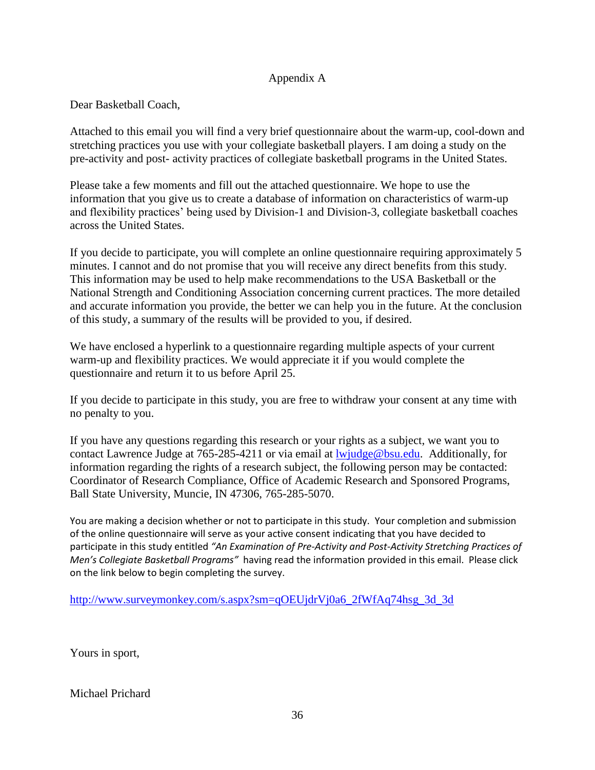Appendix A

Dear Basketball Coach,

Attached to this email you will find a very brief questionnaire about the warm-up, cool-down and stretching practices you use with your collegiate basketball players. I am doing a study on the pre-activity and post- activity practices of collegiate basketball programs in the United States.

Please take a few moments and fill out the attached questionnaire. We hope to use the information that you give us to create a database of information on characteristics of warm-up and flexibility practices' being used by Division-1 and Division-3, collegiate basketball coaches across the United States.

If you decide to participate, you will complete an online questionnaire requiring approximately 5 minutes. I cannot and do not promise that you will receive any direct benefits from this study. This information may be used to help make recommendations to the USA Basketball or the National Strength and Conditioning Association concerning current practices. The more detailed and accurate information you provide, the better we can help you in the future. At the conclusion of this study, a summary of the results will be provided to you, if desired.

We have enclosed a hyperlink to a questionnaire regarding multiple aspects of your current warm-up and flexibility practices. We would appreciate it if you would complete the questionnaire and return it to us before April 25.

If you decide to participate in this study, you are free to withdraw your consent at any time with no penalty to you.

If you have any questions regarding this research or your rights as a subject, we want you to contact Lawrence Judge at 765-285-4211 or via email at lwjudge@bsu.edu. Additionally, for information regarding the rights of a research subject, the following person may be contacted: Coordinator of Research Compliance, Office of Academic Research and Sponsored Programs, Ball State University, Muncie, IN 47306, 765-285-5070.

You are making a decision whether or not to participate in this study. Your completion and submission of the online questionnaire will serve as your active consent indicating that you have decided to participate in this study entitled *"An Examination of Pre-Activity and Post-Activity Stretching Practices of Men's Collegiate Basketball Programs"* having read the information provided in this email. Please click on the link below to begin completing the survey.

http://www.surveymonkey.com/s.aspx?sm=qOEUjdrVj0a6_2fWfAq74hsg_3d_3d

Yours in sport,

Michael Prichard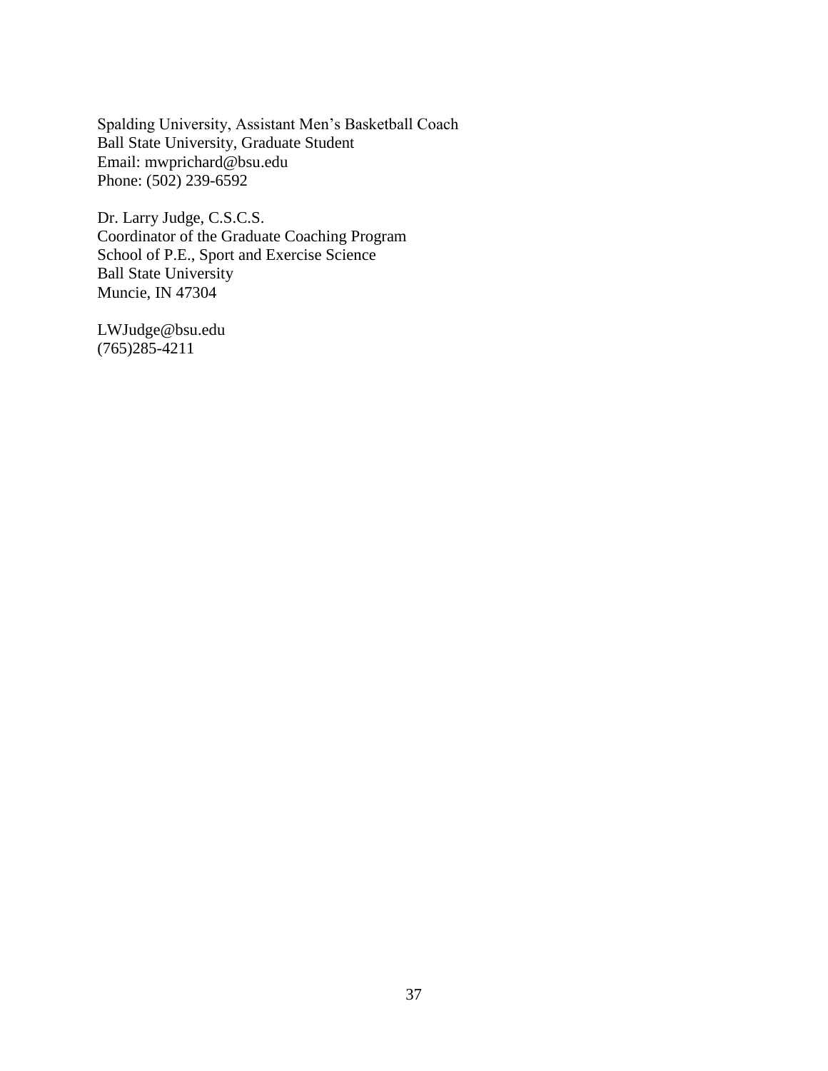Spalding University, Assistant Men's Basketball Coach
Ball State University, Graduate Student
Email: mwprichard@bsu.edu
Phone: (502) 239-6592

Dr. Larry Judge, C.S.C.S.
Coordinator of the Graduate Coaching Program
School of P.E., Sport and Exercise Science
Ball State University
Muncie, IN 47304

LWJudge@bsu.edu
(765)285-4211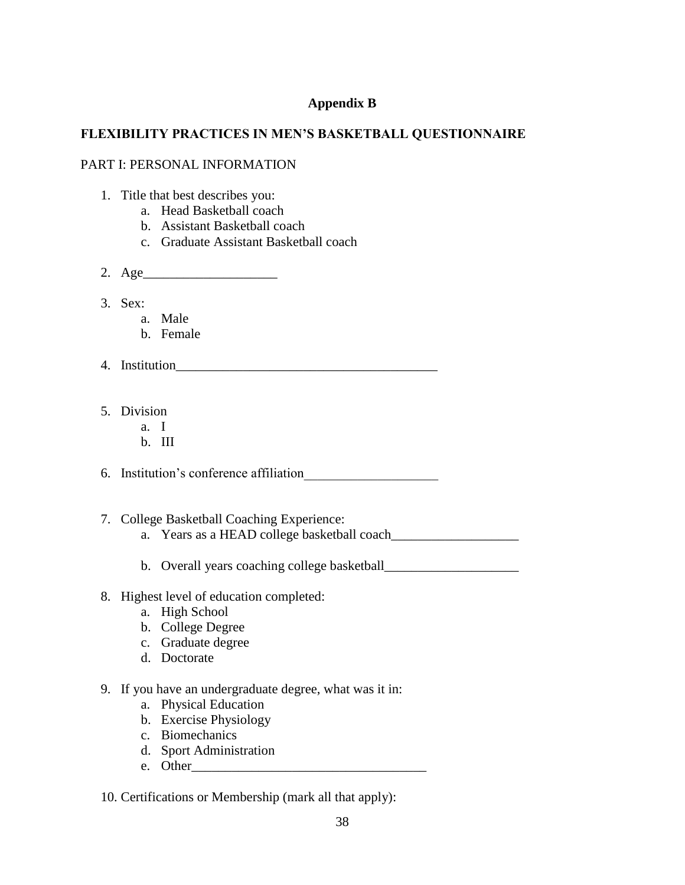## Appendix B

### FLEXIBILITY PRACTICES IN MEN'S BASKETBALL QUESTIONNAIRE

PART I: PERSONAL INFORMATION

1. Title that best describes you:
   a. Head Basketball coach
   b. Assistant Basketball coach
   c. Graduate Assistant Basketball coach

2. Age____________________

3. Sex:
   a. Male
   b. Female

4. Institution________________________________________

5. Division
   a. I
   b. III

6. Institution's conference affiliation____________________

7. College Basketball Coaching Experience:
   a. Years as a HEAD college basketball coach___________________

   b. Overall years coaching college basketball____________________

8. Highest level of education completed:
   a. High School
   b. College Degree
   c. Graduate degree
   d. Doctorate

9. If you have an undergraduate degree, what was it in:
   a. Physical Education
   b. Exercise Physiology
   c. Biomechanics
   d. Sport Administration
   e. Other___________________________________

10. Certifications or Membership (mark all that apply):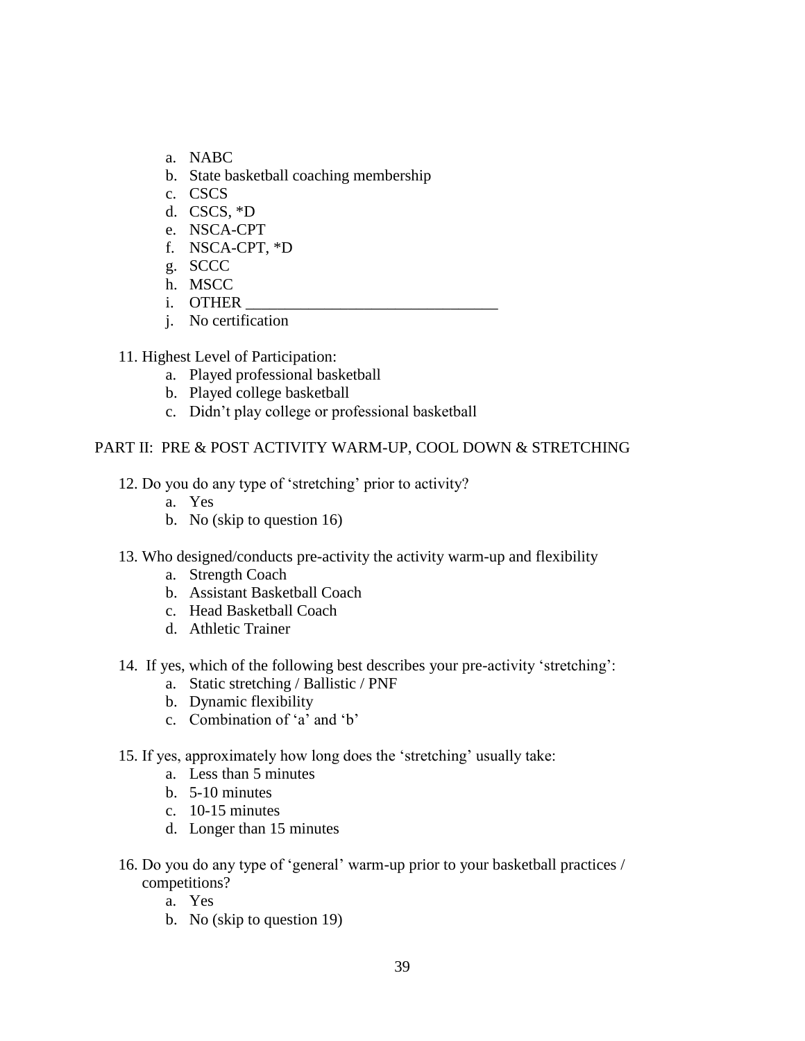a. NABC
b. State basketball coaching membership
c. CSCS
d. CSCS, *D
e. NSCA-CPT
f. NSCA-CPT, *D
g. SCCC
h. MSCC
i. OTHER ________________________________
j. No certification

11. Highest Level of Participation:
    a. Played professional basketball
    b. Played college basketball
    c. Didn't play college or professional basketball

PART II: PRE & POST ACTIVITY WARM-UP, COOL DOWN & STRETCHING

12. Do you do any type of 'stretching' prior to activity?
    a. Yes
    b. No (skip to question 16)

13. Who designed/conducts pre-activity the activity warm-up and flexibility
    a. Strength Coach
    b. Assistant Basketball Coach
    c. Head Basketball Coach
    d. Athletic Trainer

14. If yes, which of the following best describes your pre-activity 'stretching':
    a. Static stretching / Ballistic / PNF
    b. Dynamic flexibility
    c. Combination of 'a' and 'b'

15. If yes, approximately how long does the 'stretching' usually take:
    a. Less than 5 minutes
    b. 5-10 minutes
    c. 10-15 minutes
    d. Longer than 15 minutes

16. Do you do any type of 'general' warm-up prior to your basketball practices / competitions?
    a. Yes
    b. No (skip to question 19)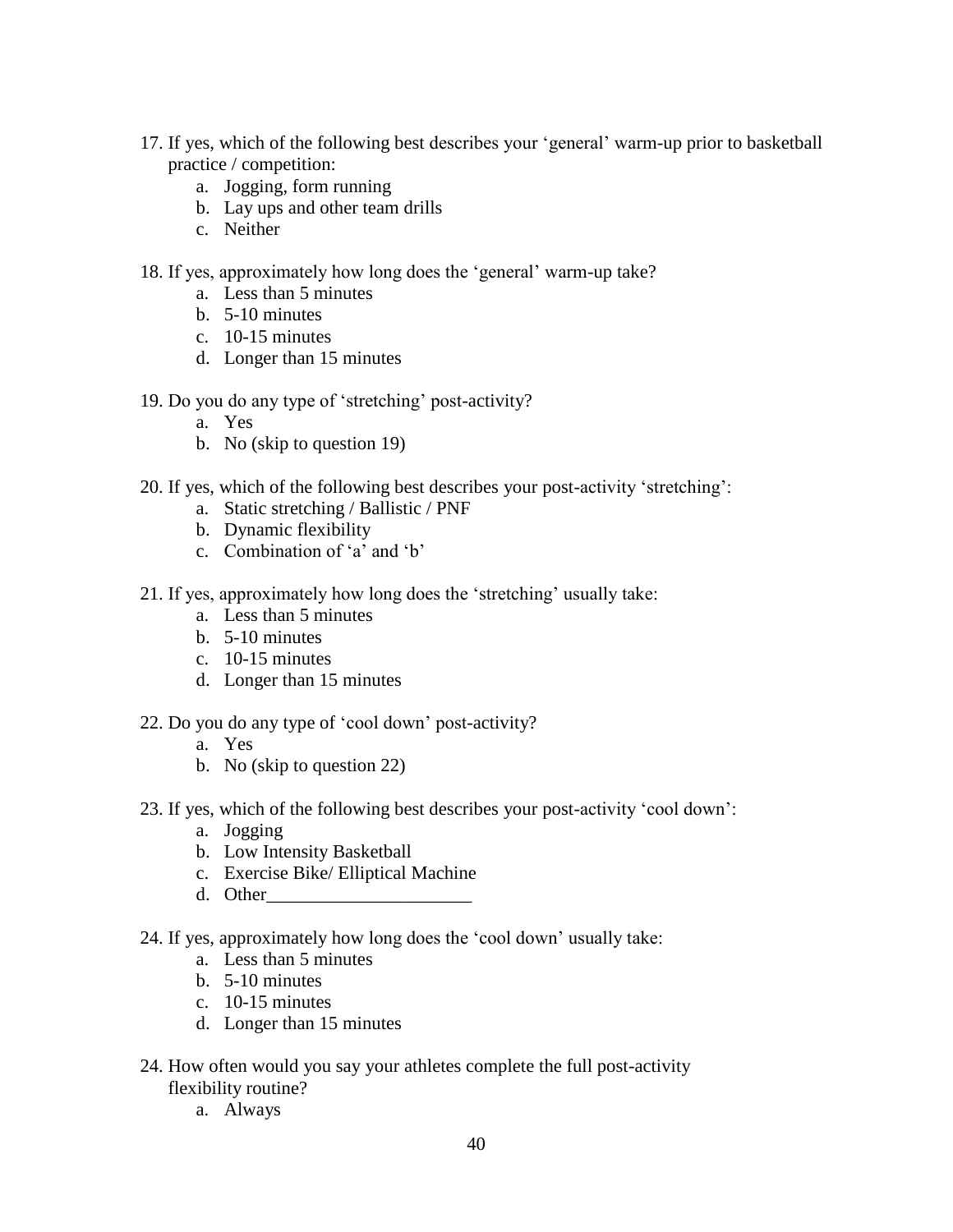17. If yes, which of the following best describes your 'general' warm-up prior to basketball practice / competition:
    a. Jogging, form running
    b. Lay ups and other team drills
    c. Neither

18. If yes, approximately how long does the 'general' warm-up take?
    a. Less than 5 minutes
    b. 5-10 minutes
    c. 10-15 minutes
    d. Longer than 15 minutes

19. Do you do any type of 'stretching' post-activity?
    a. Yes
    b. No (skip to question 19)

20. If yes, which of the following best describes your post-activity 'stretching':
    a. Static stretching / Ballistic / PNF
    b. Dynamic flexibility
    c. Combination of 'a' and 'b'

21. If yes, approximately how long does the 'stretching' usually take:
    a. Less than 5 minutes
    b. 5-10 minutes
    c. 10-15 minutes
    d. Longer than 15 minutes

22. Do you do any type of 'cool down' post-activity?
    a. Yes
    b. No (skip to question 22)

23. If yes, which of the following best describes your post-activity 'cool down':
    a. Jogging
    b. Low Intensity Basketball
    c. Exercise Bike/ Elliptical Machine
    d. Other______________________

24. If yes, approximately how long does the 'cool down' usually take:
    a. Less than 5 minutes
    b. 5-10 minutes
    c. 10-15 minutes
    d. Longer than 15 minutes

24. How often would you say your athletes complete the full post-activity flexibility routine?
    a. Always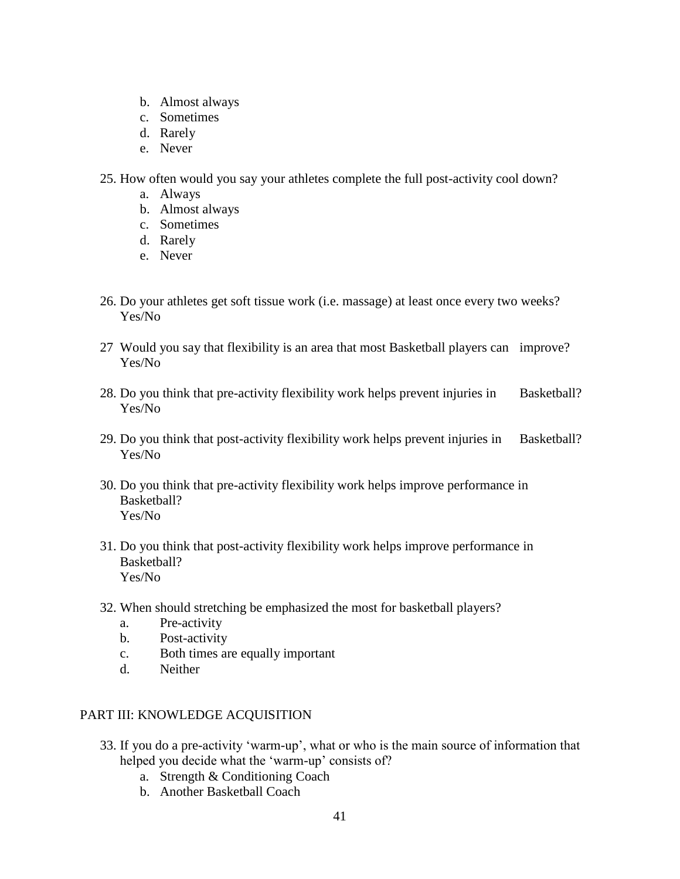b. Almost always
c. Sometimes
d. Rarely
e. Never

25. How often would you say your athletes complete the full post-activity cool down?
    a. Always
    b. Almost always
    c. Sometimes
    d. Rarely
    e. Never

26. Do your athletes get soft tissue work (i.e. massage) at least once every two weeks?
    Yes/No

27 Would you say that flexibility is an area that most Basketball players can improve?
    Yes/No

28. Do you think that pre-activity flexibility work helps prevent injuries in Basketball?
    Yes/No

29. Do you think that post-activity flexibility work helps prevent injuries in Basketball?
    Yes/No

30. Do you think that pre-activity flexibility work helps improve performance in Basketball?
    Yes/No

31. Do you think that post-activity flexibility work helps improve performance in Basketball?
    Yes/No

32. When should stretching be emphasized the most for basketball players?
    a. Pre-activity
    b. Post-activity
    c. Both times are equally important
    d. Neither

PART III: KNOWLEDGE ACQUISITION

33. If you do a pre-activity 'warm-up', what or who is the main source of information that helped you decide what the 'warm-up' consists of?
    a. Strength & Conditioning Coach
    b. Another Basketball Coach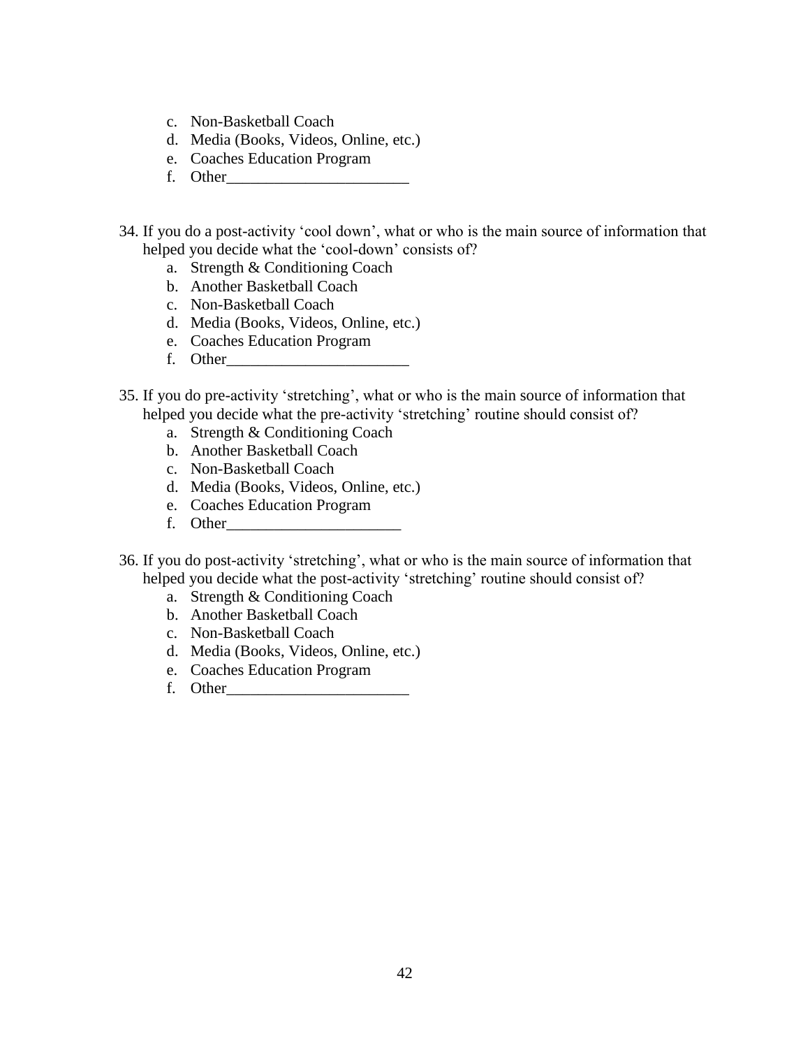c. Non-Basketball Coach
   d. Media (Books, Videos, Online, etc.)
   e. Coaches Education Program
   f. Other_______________________

34. If you do a post-activity 'cool down', what or who is the main source of information that helped you decide what the 'cool-down' consists of?
    a. Strength & Conditioning Coach
    b. Another Basketball Coach
    c. Non-Basketball Coach
    d. Media (Books, Videos, Online, etc.)
    e. Coaches Education Program
    f. Other_______________________

35. If you do pre-activity 'stretching', what or who is the main source of information that helped you decide what the pre-activity 'stretching' routine should consist of?
    a. Strength & Conditioning Coach
    b. Another Basketball Coach
    c. Non-Basketball Coach
    d. Media (Books, Videos, Online, etc.)
    e. Coaches Education Program
    f. Other______________________

36. If you do post-activity 'stretching', what or who is the main source of information that helped you decide what the post-activity 'stretching' routine should consist of?
    a. Strength & Conditioning Coach
    b. Another Basketball Coach
    c. Non-Basketball Coach
    d. Media (Books, Videos, Online, etc.)
    e. Coaches Education Program
    f. Other_______________________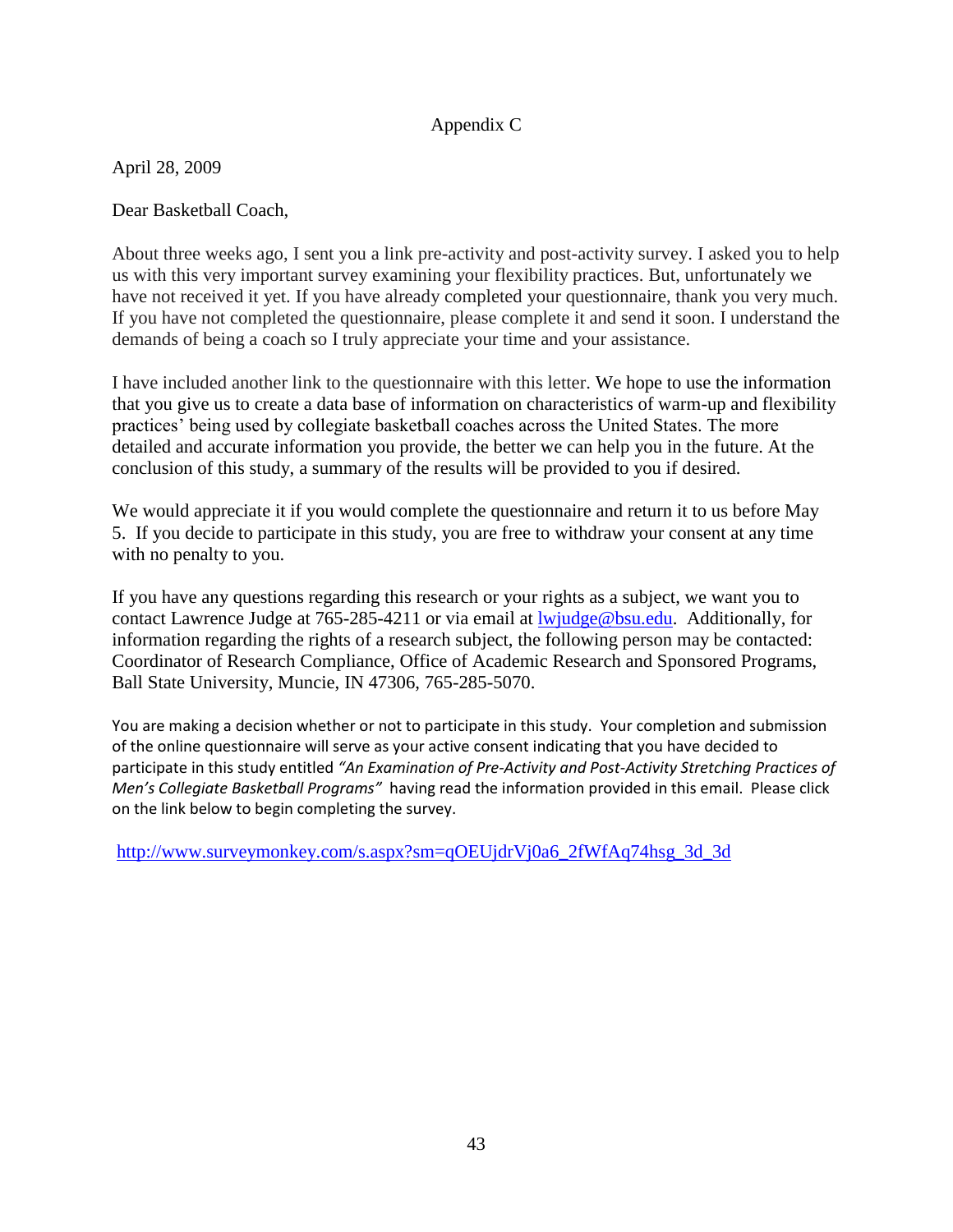Appendix C

April 28, 2009

Dear Basketball Coach,

About three weeks ago, I sent you a link pre-activity and post-activity survey. I asked you to help us with this very important survey examining your flexibility practices. But, unfortunately we have not received it yet. If you have already completed your questionnaire, thank you very much. If you have not completed the questionnaire, please complete it and send it soon. I understand the demands of being a coach so I truly appreciate your time and your assistance.

I have included another link to the questionnaire with this letter. We hope to use the information that you give us to create a data base of information on characteristics of warm-up and flexibility practices' being used by collegiate basketball coaches across the United States. The more detailed and accurate information you provide, the better we can help you in the future. At the conclusion of this study, a summary of the results will be provided to you if desired.

We would appreciate it if you would complete the questionnaire and return it to us before May 5. If you decide to participate in this study, you are free to withdraw your consent at any time with no penalty to you.

If you have any questions regarding this research or your rights as a subject, we want you to contact Lawrence Judge at 765-285-4211 or via email at lwjudge@bsu.edu. Additionally, for information regarding the rights of a research subject, the following person may be contacted: Coordinator of Research Compliance, Office of Academic Research and Sponsored Programs, Ball State University, Muncie, IN 47306, 765-285-5070.

You are making a decision whether or not to participate in this study. Your completion and submission of the online questionnaire will serve as your active consent indicating that you have decided to participate in this study entitled *"An Examination of Pre-Activity and Post-Activity Stretching Practices of Men's Collegiate Basketball Programs"* having read the information provided in this email. Please click on the link below to begin completing the survey.

http://www.surveymonkey.com/s.aspx?sm=qOEUjdrVj0a6_2fWfAq74hsg_3d_3d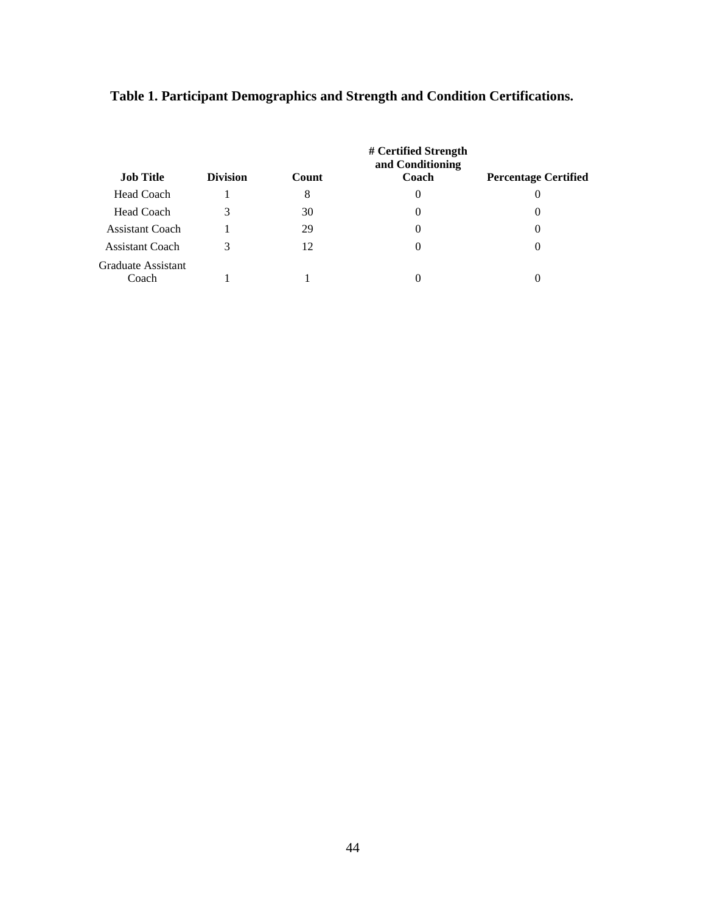**Table 1. Participant Demographics and Strength and Condition Certifications.**

| Job Title | Division | Count | # Certified Strength and Conditioning Coach | Percentage Certified |
|---|---|---|---|---|
| Head Coach | 1 | 8 | 0 | 0 |
| Head Coach | 3 | 30 | 0 | 0 |
| Assistant Coach | 1 | 29 | 0 | 0 |
| Assistant Coach | 3 | 12 | 0 | 0 |
| Graduate Assistant Coach | 1 | 1 | 0 | 0 |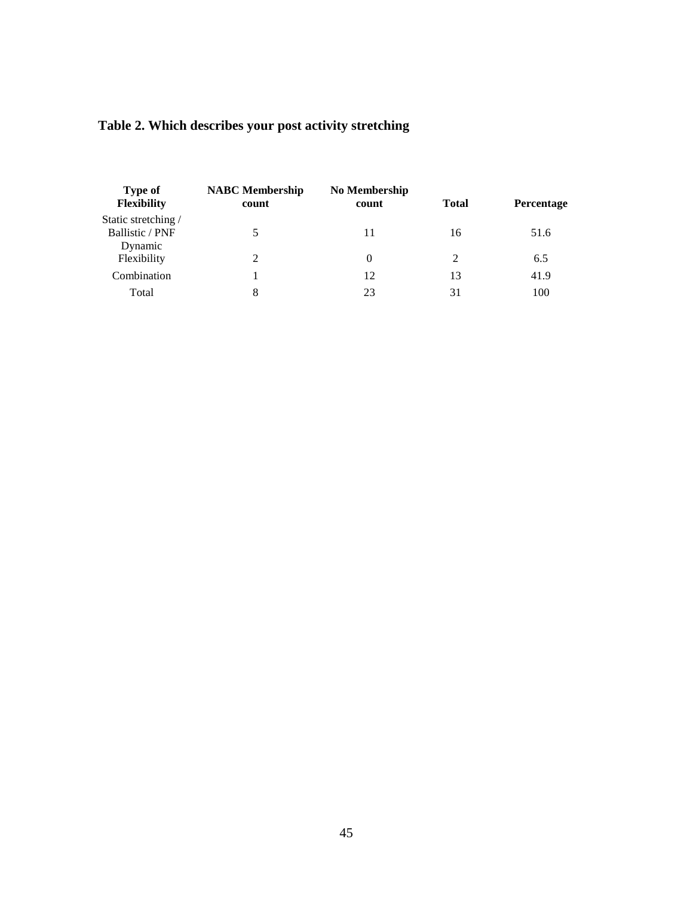**Table 2. Which describes your post activity stretching**

| Type of Flexibility | NABC Membership count | No Membership count | Total | Percentage |
|---|---|---|---|---|
| Static stretching / Ballistic / PNF | 5 | 11 | 16 | 51.6 |
| Dynamic Flexibility | 2 | 0 | 2 | 6.5 |
| Combination | 1 | 12 | 13 | 41.9 |
| Total | 8 | 23 | 31 | 100 |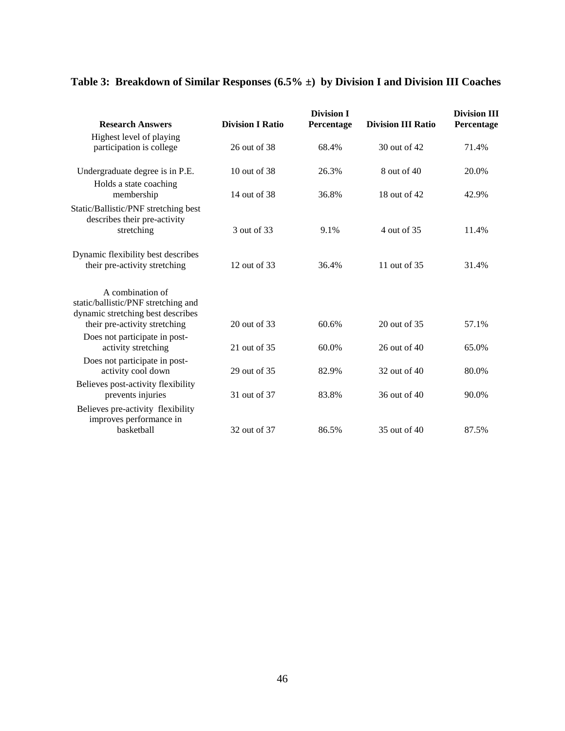**Table 3: Breakdown of Similar Responses (6.5% ±) by Division I and Division III Coaches**

| Research Answers | Division I Ratio | Division I Percentage | Division III Ratio | Division III Percentage |
|---|---|---|---|---|
| Highest level of playing participation is college | 26 out of 38 | 68.4% | 30 out of 42 | 71.4% |
| Undergraduate degree is in P.E. | 10 out of 38 | 26.3% | 8 out of 40 | 20.0% |
| Holds a state coaching membership | 14 out of 38 | 36.8% | 18 out of 42 | 42.9% |
| Static/Ballistic/PNF stretching best describes their pre-activity stretching | 3 out of 33 | 9.1% | 4 out of 35 | 11.4% |
| Dynamic flexibility best describes their pre-activity stretching | 12 out of 33 | 36.4% | 11 out of 35 | 31.4% |
| A combination of static/ballistic/PNF stretching and dynamic stretching best describes their pre-activity stretching | 20 out of 33 | 60.6% | 20 out of 35 | 57.1% |
| Does not participate in post-activity stretching | 21 out of 35 | 60.0% | 26 out of 40 | 65.0% |
| Does not participate in post-activity cool down | 29 out of 35 | 82.9% | 32 out of 40 | 80.0% |
| Believes post-activity flexibility prevents injuries | 31 out of 37 | 83.8% | 36 out of 40 | 90.0% |
| Believes pre-activity flexibility improves performance in basketball | 32 out of 37 | 86.5% | 35 out of 40 | 87.5% |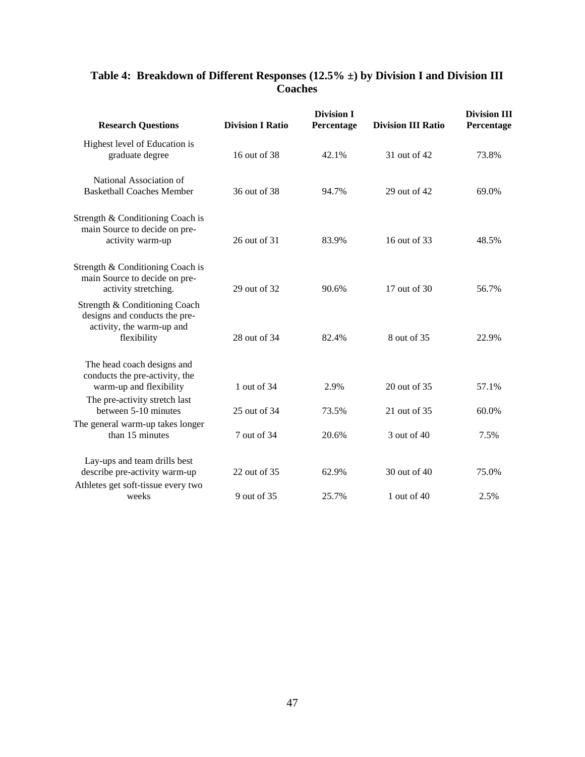**Table 4: Breakdown of Different Responses (12.5% ±) by Division I and Division III Coaches**

| Research Questions | Division I Ratio | Division I Percentage | Division III Ratio | Division III Percentage |
|---|---|---|---|---|
| Highest level of Education is graduate degree | 16 out of 38 | 42.1% | 31 out of 42 | 73.8% |
| National Association of Basketball Coaches Member | 36 out of 38 | 94.7% | 29 out of 42 | 69.0% |
| Strength & Conditioning Coach is main Source to decide on pre-activity warm-up | 26 out of 31 | 83.9% | 16 out of 33 | 48.5% |
| Strength & Conditioning Coach is main Source to decide on pre-activity stretching. | 29 out of 32 | 90.6% | 17 out of 30 | 56.7% |
| Strength & Conditioning Coach designs and conducts the pre-activity, the warm-up and flexibility | 28 out of 34 | 82.4% | 8 out of 35 | 22.9% |
| The head coach designs and conducts the pre-activity, the warm-up and flexibility | 1 out of 34 | 2.9% | 20 out of 35 | 57.1% |
| The pre-activity stretch last between 5-10 minutes | 25 out of 34 | 73.5% | 21 out of 35 | 60.0% |
| The general warm-up takes longer than 15 minutes | 7 out of 34 | 20.6% | 3 out of 40 | 7.5% |
| Lay-ups and team drills best describe pre-activity warm-up | 22 out of 35 | 62.9% | 30 out of 40 | 75.0% |
| Athletes get soft-tissue every two weeks | 9 out of 35 | 25.7% | 1 out of 40 | 2.5% |